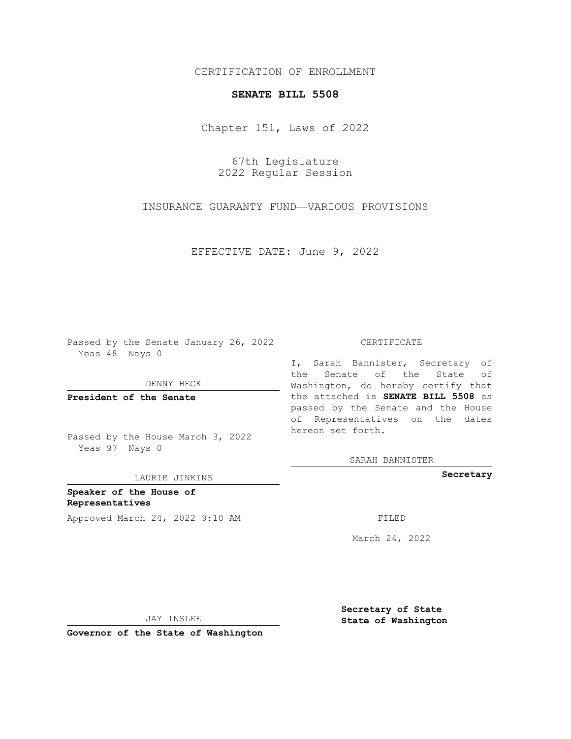CERTIFICATION OF ENROLLMENT

**SENATE BILL 5508**

Chapter 151, Laws of 2022

67th Legislature
2022 Regular Session

INSURANCE GUARANTY FUND—VARIOUS PROVISIONS

EFFECTIVE DATE: June 9, 2022

Passed by the Senate January 26, 2022
Yeas 48 Nays 0

DENNY HECK

**President of the Senate**

Passed by the House March 3, 2022
Yeas 97 Nays 0

LAURIE JINKINS

**Speaker of the House of Representatives**

Approved March 24, 2022 9:10 AM

JAY INSLEE

**Governor of the State of Washington**

CERTIFICATE

I, Sarah Bannister, Secretary of the Senate of the State of Washington, do hereby certify that the attached is **SENATE BILL 5508** as passed by the Senate and the House of Representatives on the dates hereon set forth.

SARAH BANNISTER

**Secretary**

FILED

March 24, 2022

**Secretary of State State of Washington**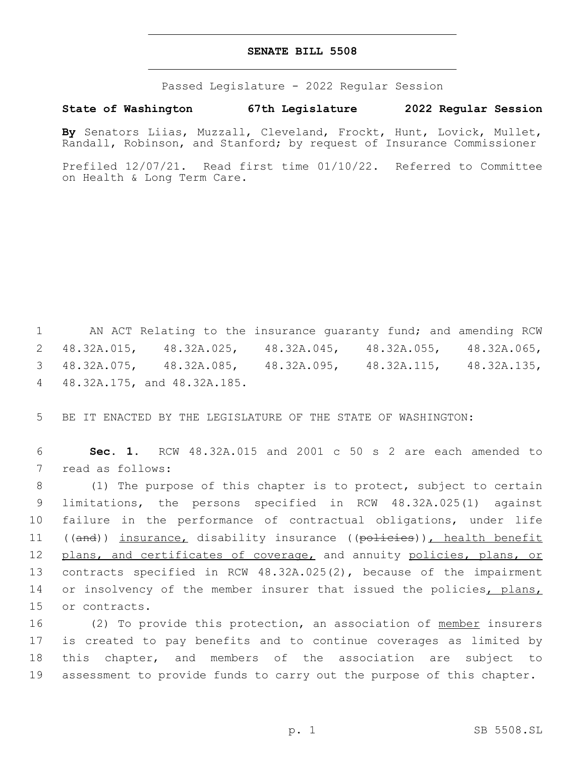# SENATE BILL 5508

Passed Legislature - 2022 Regular Session

**State of Washington 67th Legislature 2022 Regular Session**

**By** Senators Liias, Muzzall, Cleveland, Frockt, Hunt, Lovick, Mullet, Randall, Robinson, and Stanford; by request of Insurance Commissioner

Prefiled 12/07/21. Read first time 01/10/22. Referred to Committee on Health & Long Term Care.

1 AN ACT Relating to the insurance guaranty fund; and amending RCW 2 48.32A.015, 48.32A.025, 48.32A.045, 48.32A.055, 48.32A.065, 3 48.32A.075, 48.32A.085, 48.32A.095, 48.32A.115, 48.32A.135, 4 48.32A.175, and 48.32A.185.

5 BE IT ENACTED BY THE LEGISLATURE OF THE STATE OF WASHINGTON:

6 **Sec. 1.** RCW 48.32A.015 and 2001 c 50 s 2 are each amended to 7 read as follows:

8 (1) The purpose of this chapter is to protect, subject to certain 9 limitations, the persons specified in RCW 48.32A.025(1) against 10 failure in the performance of contractual obligations, under life 11 ((~~and~~)) <u>insurance,</u> disability insurance ((~~policies~~))<u>, health benefit</u> 12 <u>plans, and certificates of coverage,</u> and annuity <u>policies, plans, or</u> 13 contracts specified in RCW 48.32A.025(2), because of the impairment 14 or insolvency of the member insurer that issued the policies<u>, plans,</u> 15 or contracts.

16 (2) To provide this protection, an association of <u>member</u> insurers 17 is created to pay benefits and to continue coverages as limited by 18 this chapter, and members of the association are subject to 19 assessment to provide funds to carry out the purpose of this chapter.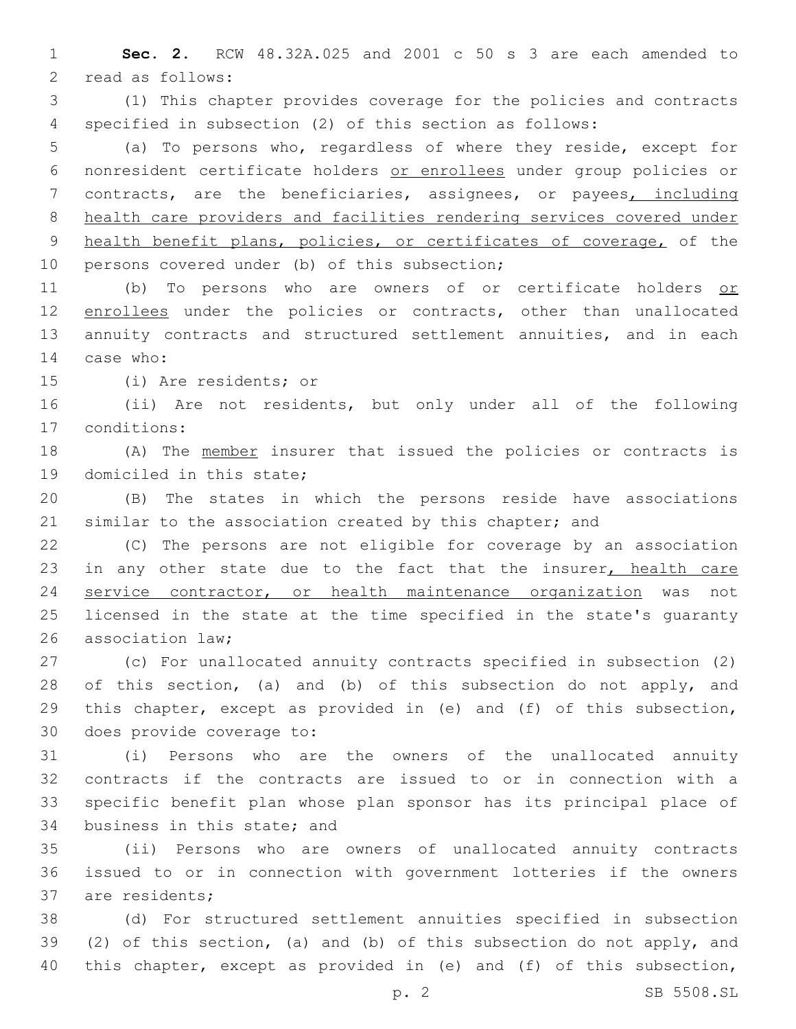**Sec. 2.** RCW 48.32A.025 and 2001 c 50 s 3 are each amended to read as follows:

(1) This chapter provides coverage for the policies and contracts specified in subsection (2) of this section as follows:

(a) To persons who, regardless of where they reside, except for nonresident certificate holders or enrollees under group policies or contracts, are the beneficiaries, assignees, or payees, including health care providers and facilities rendering services covered under health benefit plans, policies, or certificates of coverage, of the persons covered under (b) of this subsection;

(b) To persons who are owners of or certificate holders or enrollees under the policies or contracts, other than unallocated annuity contracts and structured settlement annuities, and in each case who:

(i) Are residents; or

(ii) Are not residents, but only under all of the following conditions:

(A) The member insurer that issued the policies or contracts is domiciled in this state;

(B) The states in which the persons reside have associations similar to the association created by this chapter; and

(C) The persons are not eligible for coverage by an association in any other state due to the fact that the insurer, health care service contractor, or health maintenance organization was not licensed in the state at the time specified in the state's guaranty association law;

(c) For unallocated annuity contracts specified in subsection (2) of this section, (a) and (b) of this subsection do not apply, and this chapter, except as provided in (e) and (f) of this subsection, does provide coverage to:

(i) Persons who are the owners of the unallocated annuity contracts if the contracts are issued to or in connection with a specific benefit plan whose plan sponsor has its principal place of business in this state; and

(ii) Persons who are owners of unallocated annuity contracts issued to or in connection with government lotteries if the owners are residents;

(d) For structured settlement annuities specified in subsection (2) of this section, (a) and (b) of this subsection do not apply, and this chapter, except as provided in (e) and (f) of this subsection,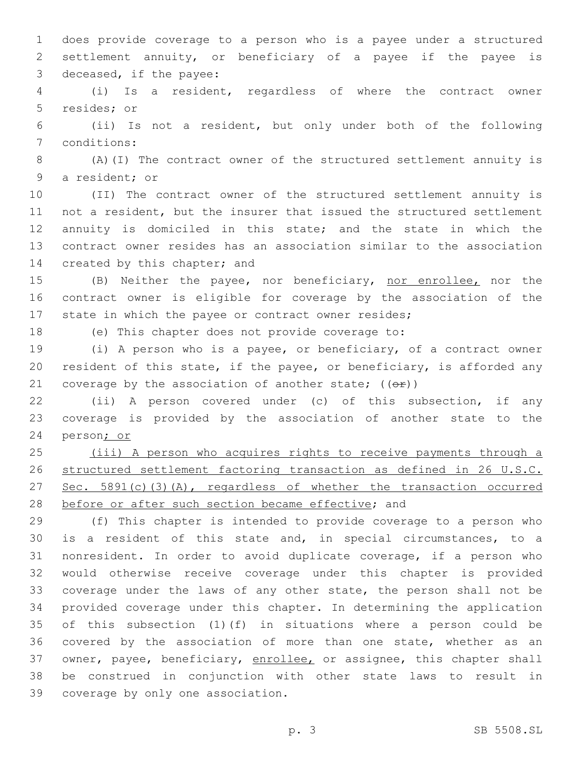does provide coverage to a person who is a payee under a structured settlement annuity, or beneficiary of a payee if the payee is deceased, if the payee:

(i) Is a resident, regardless of where the contract owner resides; or

(ii) Is not a resident, but only under both of the following conditions:

(A)(I) The contract owner of the structured settlement annuity is a resident; or

(II) The contract owner of the structured settlement annuity is not a resident, but the insurer that issued the structured settlement annuity is domiciled in this state; and the state in which the contract owner resides has an association similar to the association created by this chapter; and

(B) Neither the payee, nor beneficiary, <u>nor enrollee,</u> nor the contract owner is eligible for coverage by the association of the state in which the payee or contract owner resides;

(e) This chapter does not provide coverage to:

(i) A person who is a payee, or beneficiary, of a contract owner resident of this state, if the payee, or beneficiary, is afforded any coverage by the association of another state; ((~~or~~))

(ii) A person covered under (c) of this subsection, if any coverage is provided by the association of another state to the person<u>; or</u>

<u>(iii) A person who acquires rights to receive payments through a structured settlement factoring transaction as defined in 26 U.S.C. Sec. 5891(c)(3)(A), regardless of whether the transaction occurred before or after such section became effective</u>; and

(f) This chapter is intended to provide coverage to a person who is a resident of this state and, in special circumstances, to a nonresident. In order to avoid duplicate coverage, if a person who would otherwise receive coverage under this chapter is provided coverage under the laws of any other state, the person shall not be provided coverage under this chapter. In determining the application of this subsection (1)(f) in situations where a person could be covered by the association of more than one state, whether as an owner, payee, beneficiary, <u>enrollee,</u> or assignee, this chapter shall be construed in conjunction with other state laws to result in coverage by only one association.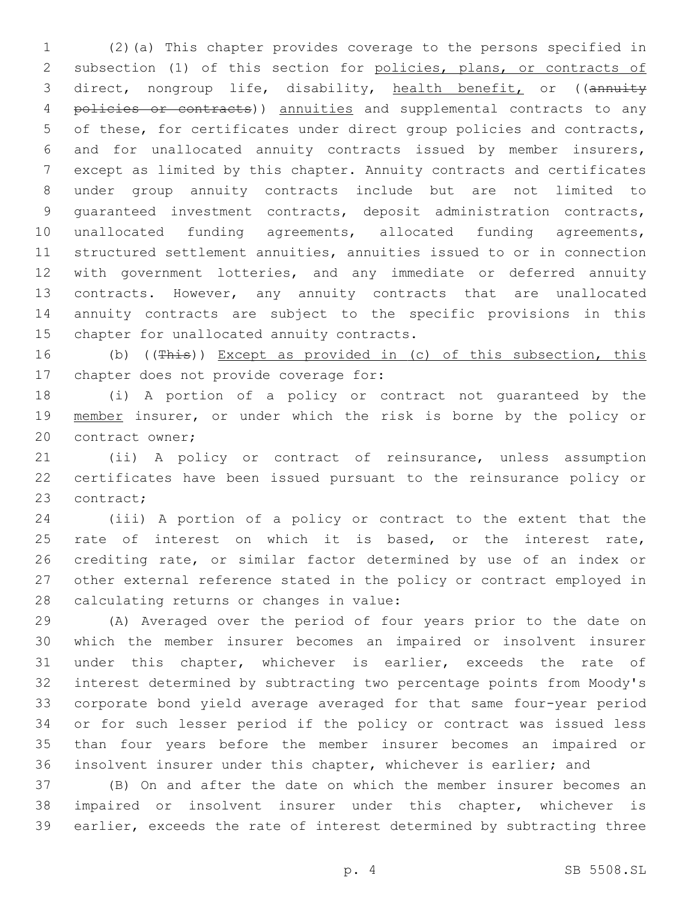(2)(a) This chapter provides coverage to the persons specified in subsection (1) of this section for policies, plans, or contracts of direct, nongroup life, disability, health benefit, or ((~~annuity policies or contracts~~)) annuities and supplemental contracts to any of these, for certificates under direct group policies and contracts, and for unallocated annuity contracts issued by member insurers, except as limited by this chapter. Annuity contracts and certificates under group annuity contracts include but are not limited to guaranteed investment contracts, deposit administration contracts, unallocated funding agreements, allocated funding agreements, structured settlement annuities, annuities issued to or in connection with government lotteries, and any immediate or deferred annuity contracts. However, any annuity contracts that are unallocated annuity contracts are subject to the specific provisions in this chapter for unallocated annuity contracts.

(b) ((~~This~~)) Except as provided in (c) of this subsection, this chapter does not provide coverage for:

(i) A portion of a policy or contract not guaranteed by the member insurer, or under which the risk is borne by the policy or contract owner;

(ii) A policy or contract of reinsurance, unless assumption certificates have been issued pursuant to the reinsurance policy or contract;

(iii) A portion of a policy or contract to the extent that the rate of interest on which it is based, or the interest rate, crediting rate, or similar factor determined by use of an index or other external reference stated in the policy or contract employed in calculating returns or changes in value:

(A) Averaged over the period of four years prior to the date on which the member insurer becomes an impaired or insolvent insurer under this chapter, whichever is earlier, exceeds the rate of interest determined by subtracting two percentage points from Moody's corporate bond yield average averaged for that same four-year period or for such lesser period if the policy or contract was issued less than four years before the member insurer becomes an impaired or insolvent insurer under this chapter, whichever is earlier; and

(B) On and after the date on which the member insurer becomes an impaired or insolvent insurer under this chapter, whichever is earlier, exceeds the rate of interest determined by subtracting three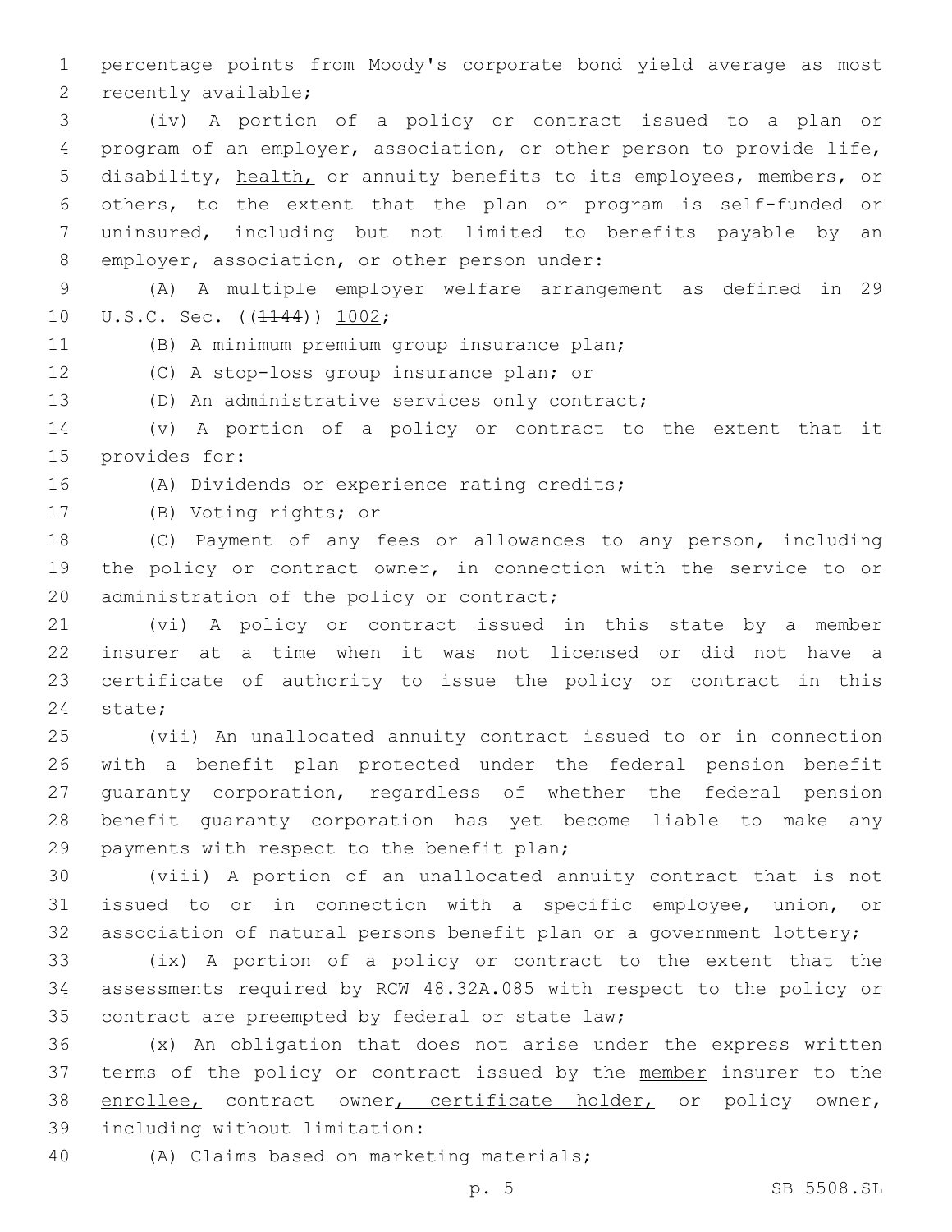percentage points from Moody's corporate bond yield average as most recently available;

(iv) A portion of a policy or contract issued to a plan or program of an employer, association, or other person to provide life, disability, health, or annuity benefits to its employees, members, or others, to the extent that the plan or program is self-funded or uninsured, including but not limited to benefits payable by an employer, association, or other person under:

(A) A multiple employer welfare arrangement as defined in 29 U.S.C. Sec. ((~~1144~~)) 1002;

(B) A minimum premium group insurance plan;

(C) A stop-loss group insurance plan; or

(D) An administrative services only contract;

(v) A portion of a policy or contract to the extent that it provides for:

(A) Dividends or experience rating credits;

(B) Voting rights; or

(C) Payment of any fees or allowances to any person, including the policy or contract owner, in connection with the service to or administration of the policy or contract;

(vi) A policy or contract issued in this state by a member insurer at a time when it was not licensed or did not have a certificate of authority to issue the policy or contract in this state;

(vii) An unallocated annuity contract issued to or in connection with a benefit plan protected under the federal pension benefit guaranty corporation, regardless of whether the federal pension benefit guaranty corporation has yet become liable to make any payments with respect to the benefit plan;

(viii) A portion of an unallocated annuity contract that is not issued to or in connection with a specific employee, union, or association of natural persons benefit plan or a government lottery;

(ix) A portion of a policy or contract to the extent that the assessments required by RCW 48.32A.085 with respect to the policy or contract are preempted by federal or state law;

(x) An obligation that does not arise under the express written terms of the policy or contract issued by the member insurer to the enrollee, contract owner, certificate holder, or policy owner, including without limitation:

(A) Claims based on marketing materials;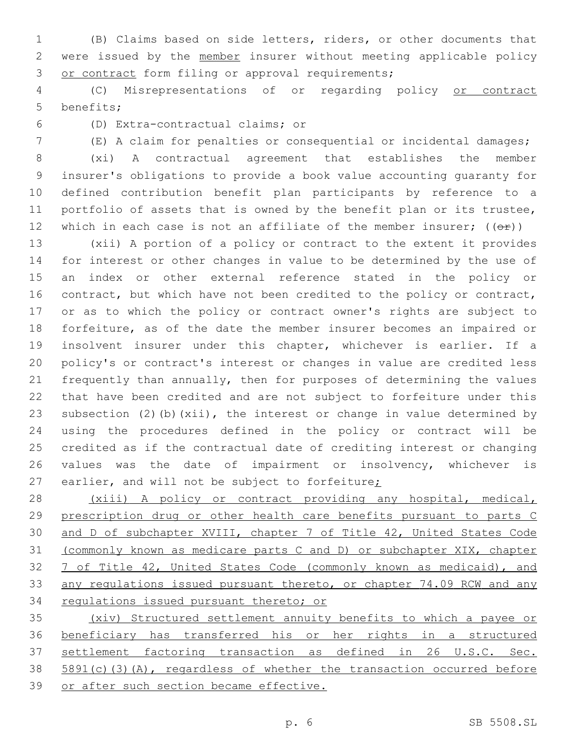(B) Claims based on side letters, riders, or other documents that were issued by the <u>member</u> insurer without meeting applicable policy <u>or contract</u> form filing or approval requirements;

(C) Misrepresentations of or regarding policy <u>or contract</u> benefits;

(D) Extra-contractual claims; or

(E) A claim for penalties or consequential or incidental damages;

(xi) A contractual agreement that establishes the member insurer's obligations to provide a book value accounting guaranty for defined contribution benefit plan participants by reference to a portfolio of assets that is owned by the benefit plan or its trustee, which in each case is not an affiliate of the member insurer; ((~~or~~))

(xii) A portion of a policy or contract to the extent it provides for interest or other changes in value to be determined by the use of an index or other external reference stated in the policy or contract, but which have not been credited to the policy or contract, or as to which the policy or contract owner's rights are subject to forfeiture, as of the date the member insurer becomes an impaired or insolvent insurer under this chapter, whichever is earlier. If a policy's or contract's interest or changes in value are credited less frequently than annually, then for purposes of determining the values that have been credited and are not subject to forfeiture under this subsection (2)(b)(xii), the interest or change in value determined by using the procedures defined in the policy or contract will be credited as if the contractual date of crediting interest or changing values was the date of impairment or insolvency, whichever is earlier, and will not be subject to forfeiture<u>;</u>

<u>(xiii) A policy or contract providing any hospital, medical, prescription drug or other health care benefits pursuant to parts C and D of subchapter XVIII, chapter 7 of Title 42, United States Code (commonly known as medicare parts C and D) or subchapter XIX, chapter 7 of Title 42, United States Code (commonly known as medicaid), and any regulations issued pursuant thereto, or chapter 74.09 RCW and any regulations issued pursuant thereto; or</u>

<u>(xiv) Structured settlement annuity benefits to which a payee or beneficiary has transferred his or her rights in a structured settlement factoring transaction as defined in 26 U.S.C. Sec. 5891(c)(3)(A), regardless of whether the transaction occurred before or after such section became effective.</u>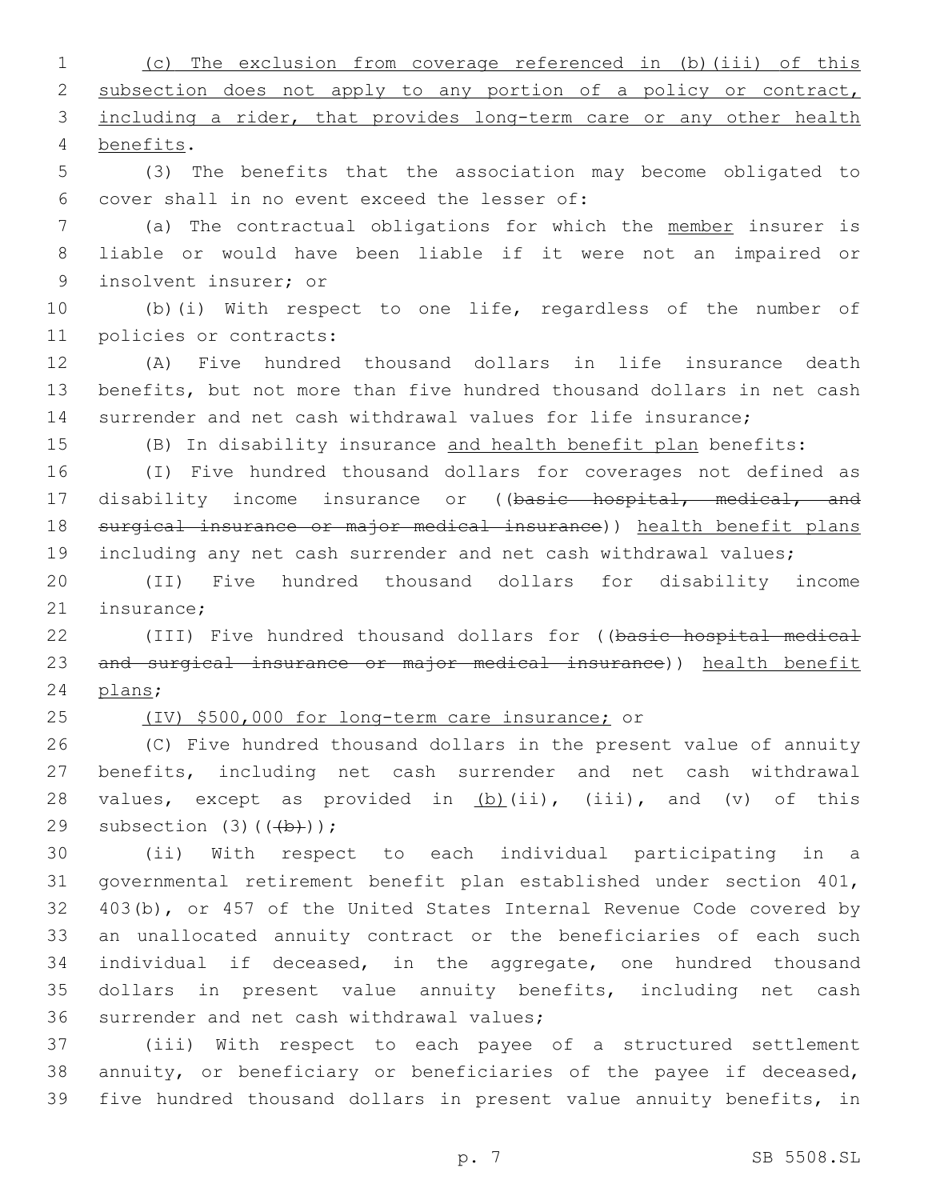(c) The exclusion from coverage referenced in (b)(iii) of this subsection does not apply to any portion of a policy or contract, including a rider, that provides long-term care or any other health benefits.

(3) The benefits that the association may become obligated to cover shall in no event exceed the lesser of:

(a) The contractual obligations for which the member insurer is liable or would have been liable if it were not an impaired or insolvent insurer; or

(b)(i) With respect to one life, regardless of the number of policies or contracts:

(A) Five hundred thousand dollars in life insurance death benefits, but not more than five hundred thousand dollars in net cash surrender and net cash withdrawal values for life insurance;

(B) In disability insurance and health benefit plan benefits:

(I) Five hundred thousand dollars for coverages not defined as disability income insurance or ((~~basic hospital, medical, and surgical insurance or major medical insurance~~)) health benefit plans including any net cash surrender and net cash withdrawal values;

(II) Five hundred thousand dollars for disability income insurance;

(III) Five hundred thousand dollars for ((~~basic hospital medical and surgical insurance or major medical insurance~~)) health benefit plans;

(IV) $500,000 for long-term care insurance; or

(C) Five hundred thousand dollars in the present value of annuity benefits, including net cash surrender and net cash withdrawal values, except as provided in (b)(ii), (iii), and (v) of this subsection (3)((~~(b)~~));

(ii) With respect to each individual participating in a governmental retirement benefit plan established under section 401, 403(b), or 457 of the United States Internal Revenue Code covered by an unallocated annuity contract or the beneficiaries of each such individual if deceased, in the aggregate, one hundred thousand dollars in present value annuity benefits, including net cash surrender and net cash withdrawal values;

(iii) With respect to each payee of a structured settlement annuity, or beneficiary or beneficiaries of the payee if deceased, five hundred thousand dollars in present value annuity benefits, in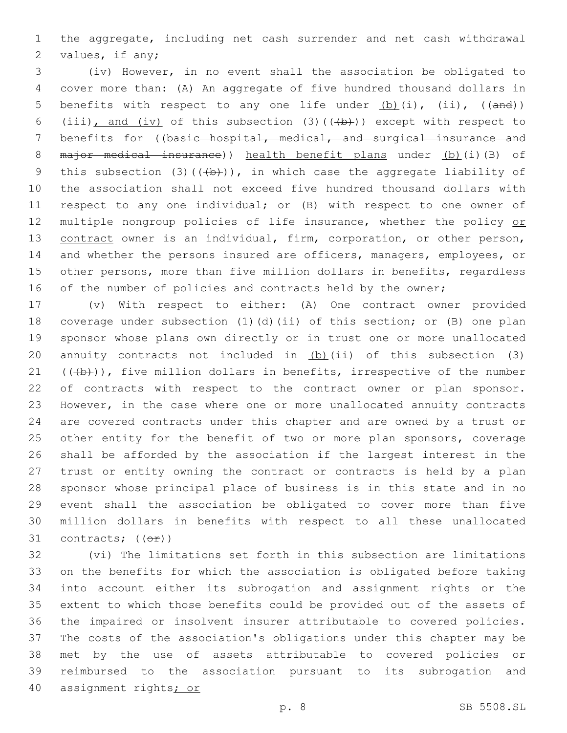the aggregate, including net cash surrender and net cash withdrawal values, if any;

(iv) However, in no event shall the association be obligated to cover more than: (A) An aggregate of five hundred thousand dollars in benefits with respect to any one life under (b)(i), (ii), ((and)) (iii), and (iv) of this subsection (3)(((b))) except with respect to benefits for ((basic hospital, medical, and surgical insurance and major medical insurance)) health benefit plans under (b)(i)(B) of this subsection (3)(((b))), in which case the aggregate liability of the association shall not exceed five hundred thousand dollars with respect to any one individual; or (B) with respect to one owner of multiple nongroup policies of life insurance, whether the policy or contract owner is an individual, firm, corporation, or other person, and whether the persons insured are officers, managers, employees, or other persons, more than five million dollars in benefits, regardless of the number of policies and contracts held by the owner;

(v) With respect to either: (A) One contract owner provided coverage under subsection (1)(d)(ii) of this section; or (B) one plan sponsor whose plans own directly or in trust one or more unallocated annuity contracts not included in (b)(ii) of this subsection (3) (((b))), five million dollars in benefits, irrespective of the number of contracts with respect to the contract owner or plan sponsor. However, in the case where one or more unallocated annuity contracts are covered contracts under this chapter and are owned by a trust or other entity for the benefit of two or more plan sponsors, coverage shall be afforded by the association if the largest interest in the trust or entity owning the contract or contracts is held by a plan sponsor whose principal place of business is in this state and in no event shall the association be obligated to cover more than five million dollars in benefits with respect to all these unallocated contracts; ((or))

(vi) The limitations set forth in this subsection are limitations on the benefits for which the association is obligated before taking into account either its subrogation and assignment rights or the extent to which those benefits could be provided out of the assets of the impaired or insolvent insurer attributable to covered policies. The costs of the association's obligations under this chapter may be met by the use of assets attributable to covered policies or reimbursed to the association pursuant to its subrogation and assignment rights; or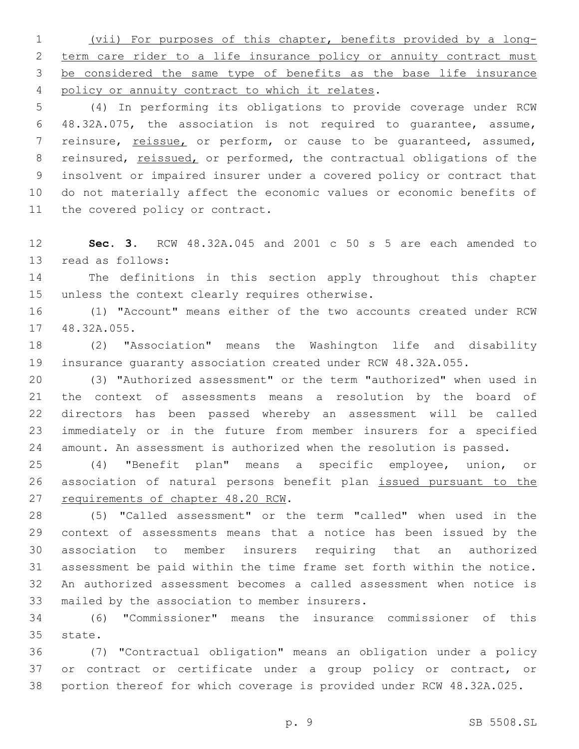(vii) For purposes of this chapter, benefits provided by a long-term care rider to a life insurance policy or annuity contract must be considered the same type of benefits as the base life insurance policy or annuity contract to which it relates.

(4) In performing its obligations to provide coverage under RCW 48.32A.075, the association is not required to guarantee, assume, reinsure, reissue, or perform, or cause to be guaranteed, assumed, reinsured, reissued, or performed, the contractual obligations of the insolvent or impaired insurer under a covered policy or contract that do not materially affect the economic values or economic benefits of the covered policy or contract.

**Sec. 3.** RCW 48.32A.045 and 2001 c 50 s 5 are each amended to read as follows:

The definitions in this section apply throughout this chapter unless the context clearly requires otherwise.

(1) "Account" means either of the two accounts created under RCW 48.32A.055.

(2) "Association" means the Washington life and disability insurance guaranty association created under RCW 48.32A.055.

(3) "Authorized assessment" or the term "authorized" when used in the context of assessments means a resolution by the board of directors has been passed whereby an assessment will be called immediately or in the future from member insurers for a specified amount. An assessment is authorized when the resolution is passed.

(4) "Benefit plan" means a specific employee, union, or association of natural persons benefit plan issued pursuant to the requirements of chapter 48.20 RCW.

(5) "Called assessment" or the term "called" when used in the context of assessments means that a notice has been issued by the association to member insurers requiring that an authorized assessment be paid within the time frame set forth within the notice. An authorized assessment becomes a called assessment when notice is mailed by the association to member insurers.

(6) "Commissioner" means the insurance commissioner of this state.

(7) "Contractual obligation" means an obligation under a policy or contract or certificate under a group policy or contract, or portion thereof for which coverage is provided under RCW 48.32A.025.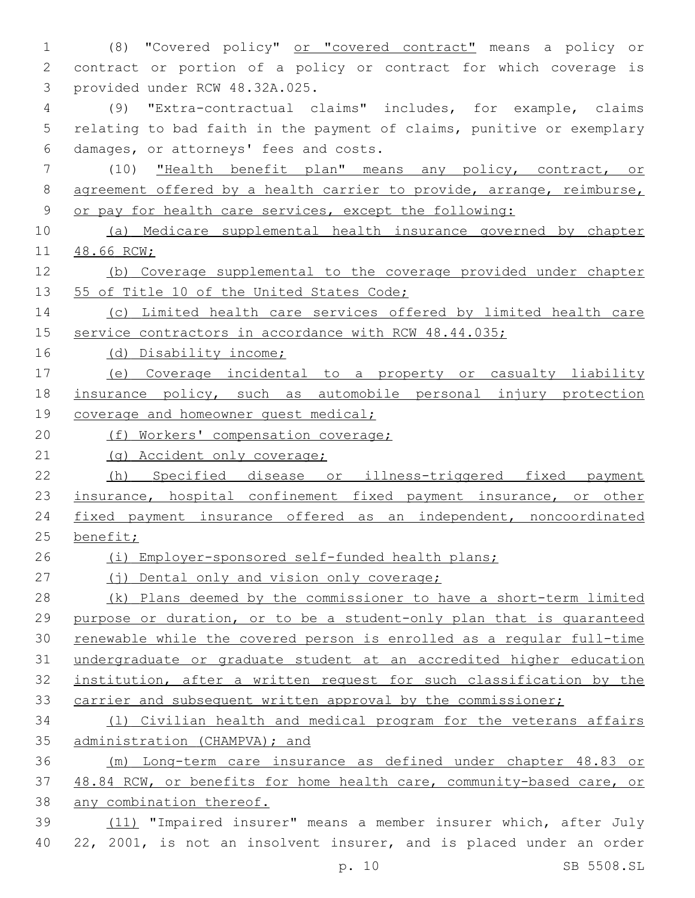(8) "Covered policy" or "covered contract" means a policy or contract or portion of a policy or contract for which coverage is provided under RCW 48.32A.025.

(9) "Extra-contractual claims" includes, for example, claims relating to bad faith in the payment of claims, punitive or exemplary damages, or attorneys' fees and costs.

(10) "Health benefit plan" means any policy, contract, or agreement offered by a health carrier to provide, arrange, reimburse, or pay for health care services, except the following:

(a) Medicare supplemental health insurance governed by chapter 48.66 RCW;

(b) Coverage supplemental to the coverage provided under chapter 55 of Title 10 of the United States Code;

(c) Limited health care services offered by limited health care service contractors in accordance with RCW 48.44.035;

(d) Disability income;

(e) Coverage incidental to a property or casualty liability insurance policy, such as automobile personal injury protection coverage and homeowner guest medical;

(f) Workers' compensation coverage;

(g) Accident only coverage;

(h) Specified disease or illness-triggered fixed payment insurance, hospital confinement fixed payment insurance, or other fixed payment insurance offered as an independent, noncoordinated benefit;

(i) Employer-sponsored self-funded health plans;

(j) Dental only and vision only coverage;

(k) Plans deemed by the commissioner to have a short-term limited purpose or duration, or to be a student-only plan that is guaranteed renewable while the covered person is enrolled as a regular full-time undergraduate or graduate student at an accredited higher education institution, after a written request for such classification by the carrier and subsequent written approval by the commissioner;

(l) Civilian health and medical program for the veterans affairs administration (CHAMPVA); and

(m) Long-term care insurance as defined under chapter 48.83 or 48.84 RCW, or benefits for home health care, community-based care, or any combination thereof.

(11) "Impaired insurer" means a member insurer which, after July 22, 2001, is not an insolvent insurer, and is placed under an order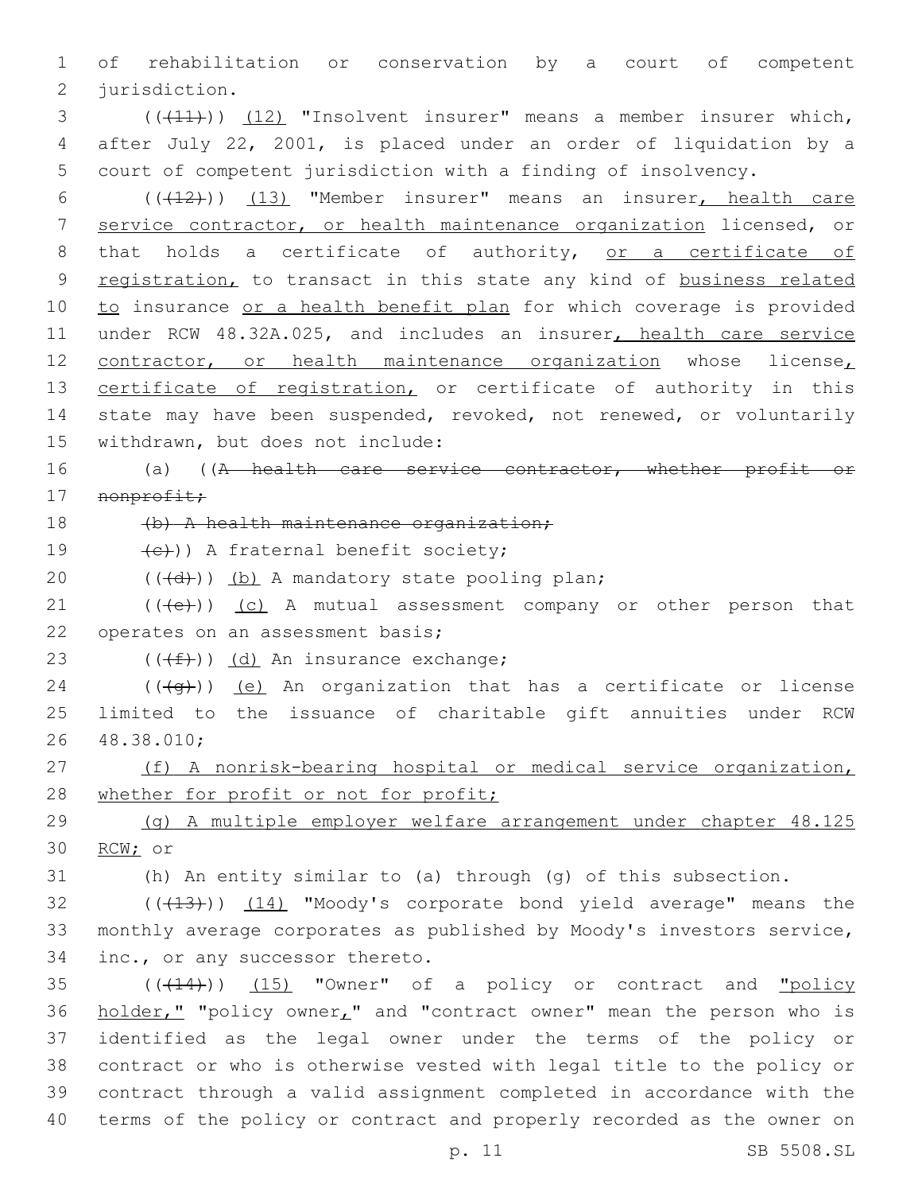of rehabilitation or conservation by a court of competent jurisdiction.

((~~(11)~~)) <u>(12)</u> "Insolvent insurer" means a member insurer which, after July 22, 2001, is placed under an order of liquidation by a court of competent jurisdiction with a finding of insolvency.

((~~(12)~~)) <u>(13)</u> "Member insurer" means an insurer<u>, health care service contractor, or health maintenance organization</u> licensed, or that holds a certificate of authority, <u>or a certificate of registration,</u> to transact in this state any kind of <u>business related to</u> insurance <u>or a health benefit plan</u> for which coverage is provided under RCW 48.32A.025, and includes an insurer<u>, health care service contractor, or health maintenance organization</u> whose license<u>, certificate of registration,</u> or certificate of authority in this state may have been suspended, revoked, not renewed, or voluntarily withdrawn, but does not include:

(a) ((~~A health care service contractor, whether profit or nonprofit;~~

~~(b) A health maintenance organization;~~

~~(c)~~)) A fraternal benefit society;

((~~(d)~~)) <u>(b)</u> A mandatory state pooling plan;

((~~(e)~~)) <u>(c)</u> A mutual assessment company or other person that operates on an assessment basis;

((~~(f)~~)) <u>(d)</u> An insurance exchange;

((~~(g)~~)) <u>(e)</u> An organization that has a certificate or license limited to the issuance of charitable gift annuities under RCW 48.38.010;

<u>(f) A nonrisk-bearing hospital or medical service organization, whether for profit or not for profit;</u>

<u>(g) A multiple employer welfare arrangement under chapter 48.125 RCW;</u> or

(h) An entity similar to (a) through (g) of this subsection.

((~~(13)~~)) <u>(14)</u> "Moody's corporate bond yield average" means the monthly average corporates as published by Moody's investors service, inc., or any successor thereto.

((~~(14)~~)) <u>(15)</u> "Owner" of a policy or contract and <u>"policy holder,"</u> "policy owner<u>,</u>" and "contract owner" mean the person who is identified as the legal owner under the terms of the policy or contract or who is otherwise vested with legal title to the policy or contract through a valid assignment completed in accordance with the terms of the policy or contract and properly recorded as the owner on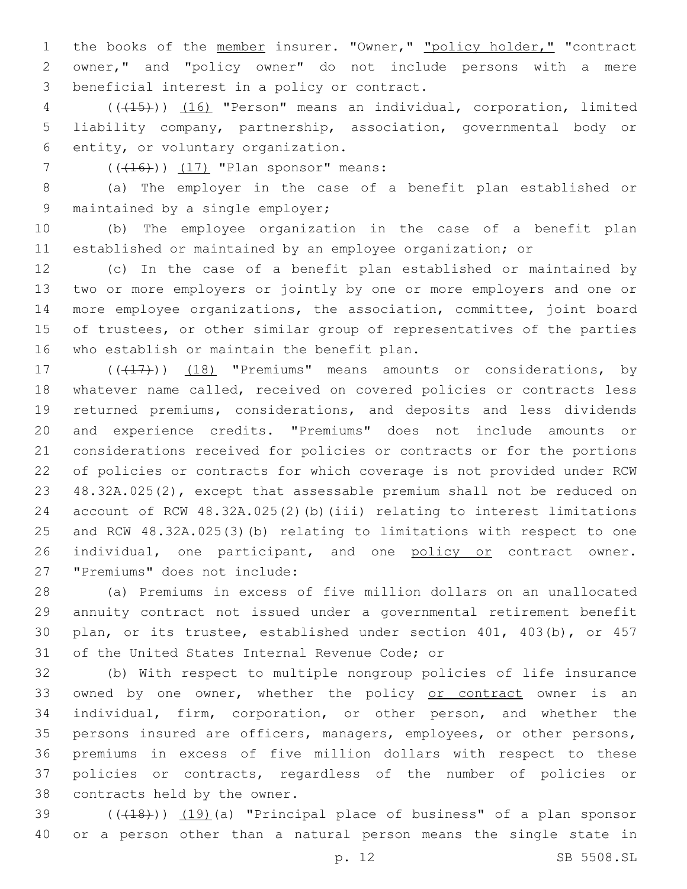the books of the member insurer. "Owner," "policy holder," "contract owner," and "policy owner" do not include persons with a mere beneficial interest in a policy or contract.

(((15))) (16) "Person" means an individual, corporation, limited liability company, partnership, association, governmental body or entity, or voluntary organization.

(((16))) (17) "Plan sponsor" means:

(a) The employer in the case of a benefit plan established or maintained by a single employer;

(b) The employee organization in the case of a benefit plan established or maintained by an employee organization; or

(c) In the case of a benefit plan established or maintained by two or more employers or jointly by one or more employers and one or more employee organizations, the association, committee, joint board of trustees, or other similar group of representatives of the parties who establish or maintain the benefit plan.

(((17))) (18) "Premiums" means amounts or considerations, by whatever name called, received on covered policies or contracts less returned premiums, considerations, and deposits and less dividends and experience credits. "Premiums" does not include amounts or considerations received for policies or contracts or for the portions of policies or contracts for which coverage is not provided under RCW 48.32A.025(2), except that assessable premium shall not be reduced on account of RCW 48.32A.025(2)(b)(iii) relating to interest limitations and RCW 48.32A.025(3)(b) relating to limitations with respect to one individual, one participant, and one policy or contract owner. "Premiums" does not include:

(a) Premiums in excess of five million dollars on an unallocated annuity contract not issued under a governmental retirement benefit plan, or its trustee, established under section 401, 403(b), or 457 of the United States Internal Revenue Code; or

(b) With respect to multiple nongroup policies of life insurance owned by one owner, whether the policy or contract owner is an individual, firm, corporation, or other person, and whether the persons insured are officers, managers, employees, or other persons, premiums in excess of five million dollars with respect to these policies or contracts, regardless of the number of policies or contracts held by the owner.

(((18))) (19)(a) "Principal place of business" of a plan sponsor or a person other than a natural person means the single state in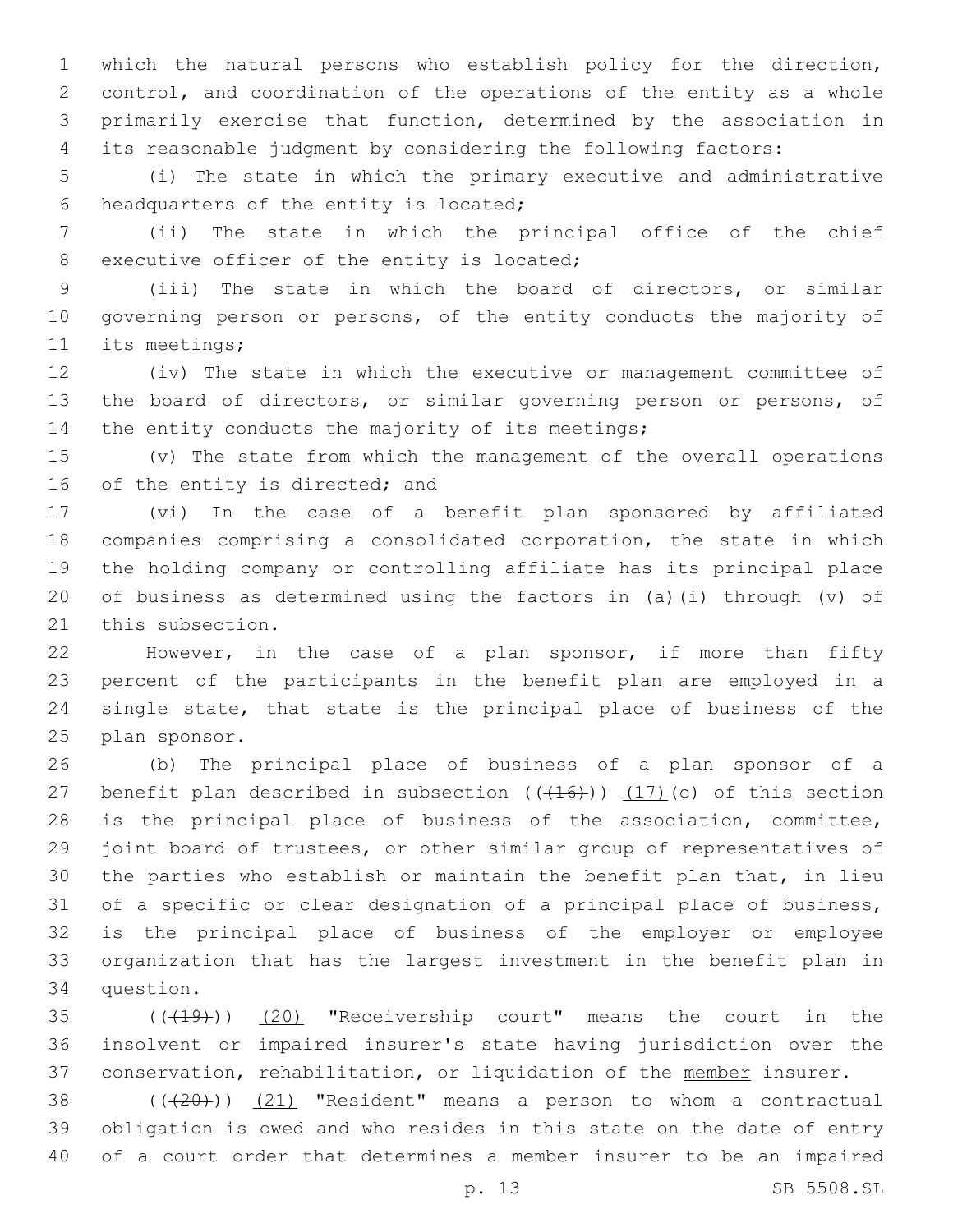which the natural persons who establish policy for the direction, control, and coordination of the operations of the entity as a whole primarily exercise that function, determined by the association in its reasonable judgment by considering the following factors:

(i) The state in which the primary executive and administrative headquarters of the entity is located;

(ii) The state in which the principal office of the chief executive officer of the entity is located;

(iii) The state in which the board of directors, or similar governing person or persons, of the entity conducts the majority of its meetings;

(iv) The state in which the executive or management committee of the board of directors, or similar governing person or persons, of the entity conducts the majority of its meetings;

(v) The state from which the management of the overall operations of the entity is directed; and

(vi) In the case of a benefit plan sponsored by affiliated companies comprising a consolidated corporation, the state in which the holding company or controlling affiliate has its principal place of business as determined using the factors in (a)(i) through (v) of this subsection.

However, in the case of a plan sponsor, if more than fifty percent of the participants in the benefit plan are employed in a single state, that state is the principal place of business of the plan sponsor.

(b) The principal place of business of a plan sponsor of a benefit plan described in subsection ((~~(16)~~)) <u>(17)</u>(c) of this section is the principal place of business of the association, committee, joint board of trustees, or other similar group of representatives of the parties who establish or maintain the benefit plan that, in lieu of a specific or clear designation of a principal place of business, is the principal place of business of the employer or employee organization that has the largest investment in the benefit plan in question.

((~~(19)~~)) <u>(20)</u> "Receivership court" means the court in the insolvent or impaired insurer's state having jurisdiction over the conservation, rehabilitation, or liquidation of the <u>member</u> insurer.

((~~(20)~~)) <u>(21)</u> "Resident" means a person to whom a contractual obligation is owed and who resides in this state on the date of entry of a court order that determines a member insurer to be an impaired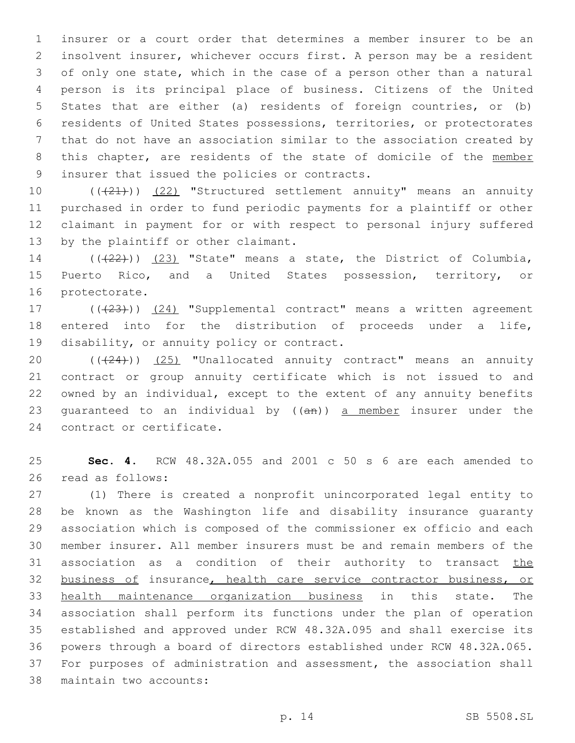insurer or a court order that determines a member insurer to be an insolvent insurer, whichever occurs first. A person may be a resident of only one state, which in the case of a person other than a natural person is its principal place of business. Citizens of the United States that are either (a) residents of foreign countries, or (b) residents of United States possessions, territories, or protectorates that do not have an association similar to the association created by this chapter, are residents of the state of domicile of the member insurer that issued the policies or contracts.

(((21))) (22) "Structured settlement annuity" means an annuity purchased in order to fund periodic payments for a plaintiff or other claimant in payment for or with respect to personal injury suffered by the plaintiff or other claimant.

(((22))) (23) "State" means a state, the District of Columbia, Puerto Rico, and a United States possession, territory, or protectorate.

(((23))) (24) "Supplemental contract" means a written agreement entered into for the distribution of proceeds under a life, disability, or annuity policy or contract.

(((24))) (25) "Unallocated annuity contract" means an annuity contract or group annuity certificate which is not issued to and owned by an individual, except to the extent of any annuity benefits guaranteed to an individual by ((an)) a member insurer under the contract or certificate.

**Sec. 4.** RCW 48.32A.055 and 2001 c 50 s 6 are each amended to read as follows:

(1) There is created a nonprofit unincorporated legal entity to be known as the Washington life and disability insurance guaranty association which is composed of the commissioner ex officio and each member insurer. All member insurers must be and remain members of the association as a condition of their authority to transact the business of insurance, health care service contractor business, or health maintenance organization business in this state. The association shall perform its functions under the plan of operation established and approved under RCW 48.32A.095 and shall exercise its powers through a board of directors established under RCW 48.32A.065. For purposes of administration and assessment, the association shall maintain two accounts: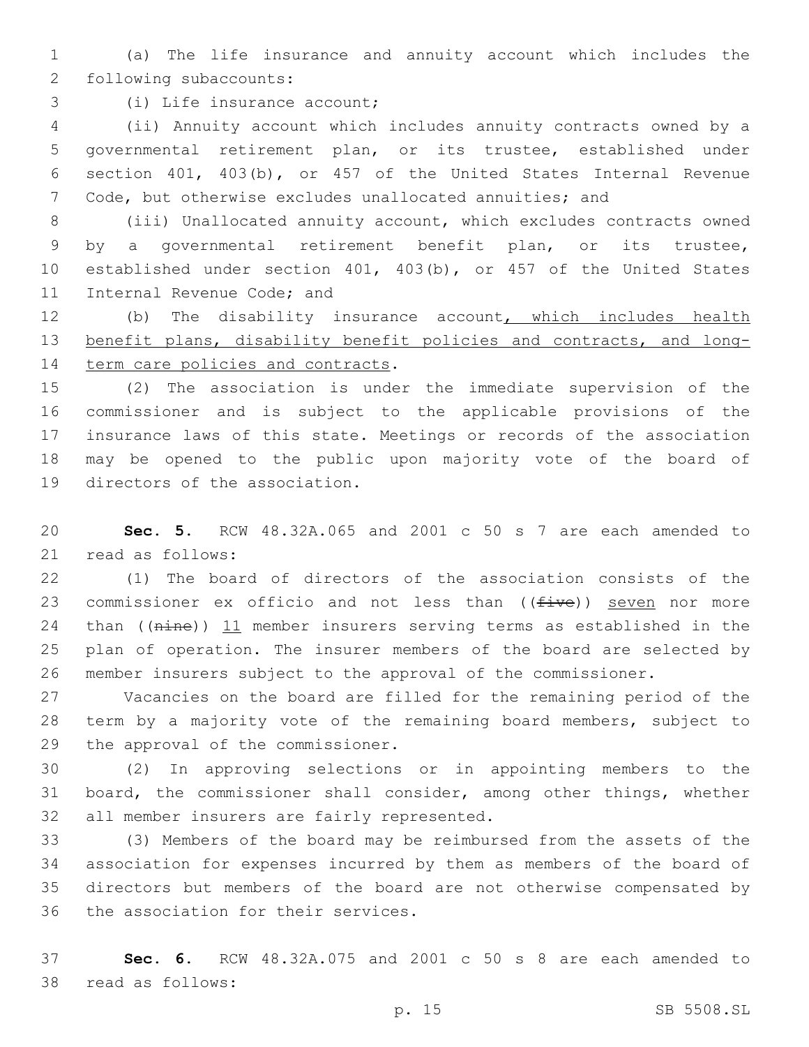(a) The life insurance and annuity account which includes the following subaccounts:

(i) Life insurance account;

(ii) Annuity account which includes annuity contracts owned by a governmental retirement plan, or its trustee, established under section 401, 403(b), or 457 of the United States Internal Revenue Code, but otherwise excludes unallocated annuities; and

(iii) Unallocated annuity account, which excludes contracts owned by a governmental retirement benefit plan, or its trustee, established under section 401, 403(b), or 457 of the United States Internal Revenue Code; and

(b) The disability insurance account, which includes health benefit plans, disability benefit policies and contracts, and long-term care policies and contracts.

(2) The association is under the immediate supervision of the commissioner and is subject to the applicable provisions of the insurance laws of this state. Meetings or records of the association may be opened to the public upon majority vote of the board of directors of the association.

**Sec. 5.** RCW 48.32A.065 and 2001 c 50 s 7 are each amended to read as follows:

(1) The board of directors of the association consists of the commissioner ex officio and not less than ((~~five~~)) seven nor more than ((~~nine~~)) 11 member insurers serving terms as established in the plan of operation. The insurer members of the board are selected by member insurers subject to the approval of the commissioner.

Vacancies on the board are filled for the remaining period of the term by a majority vote of the remaining board members, subject to the approval of the commissioner.

(2) In approving selections or in appointing members to the board, the commissioner shall consider, among other things, whether all member insurers are fairly represented.

(3) Members of the board may be reimbursed from the assets of the association for expenses incurred by them as members of the board of directors but members of the board are not otherwise compensated by the association for their services.

**Sec. 6.** RCW 48.32A.075 and 2001 c 50 s 8 are each amended to read as follows: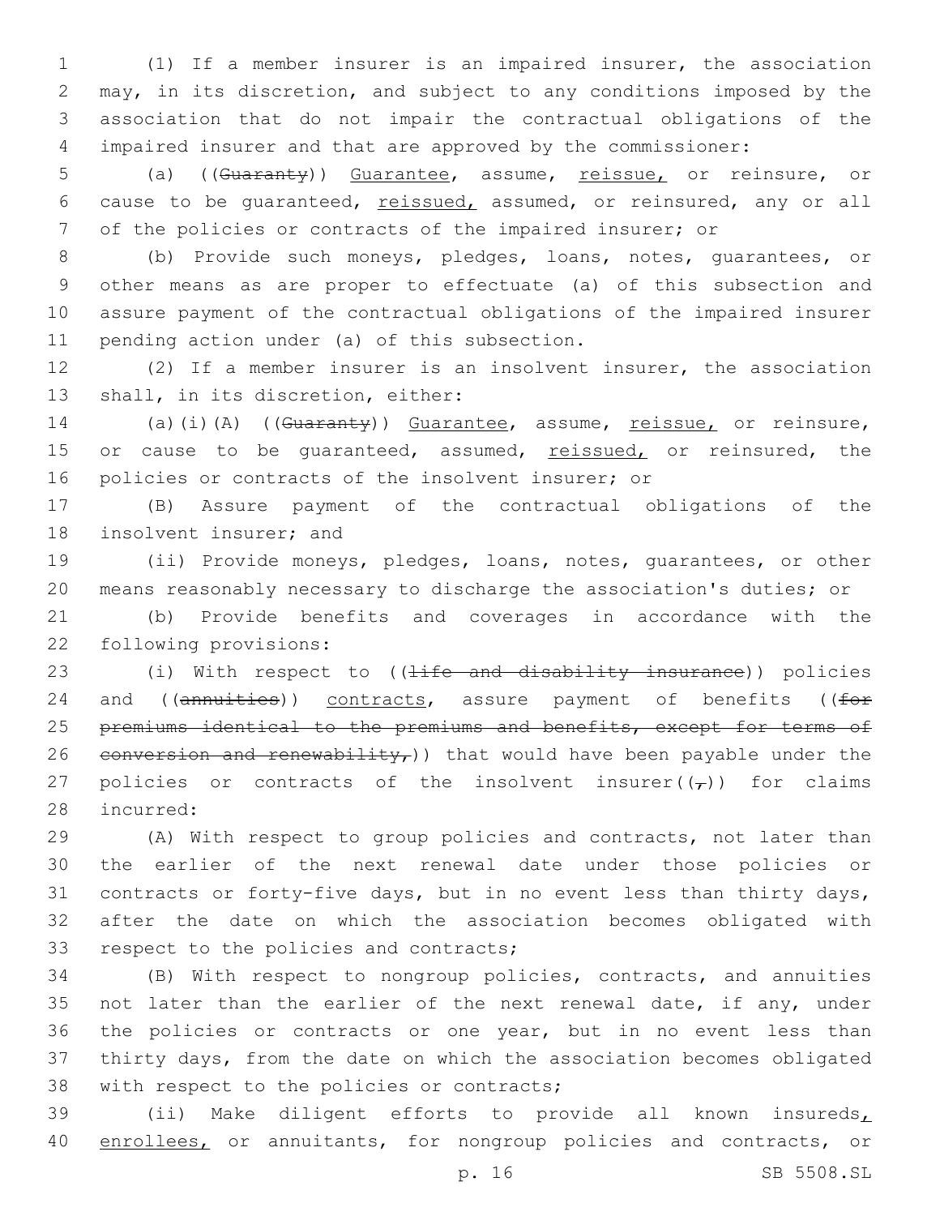(1) If a member insurer is an impaired insurer, the association may, in its discretion, and subject to any conditions imposed by the association that do not impair the contractual obligations of the impaired insurer and that are approved by the commissioner:

(a) ((~~Guaranty~~)) Guarantee, assume, reissue, or reinsure, or cause to be guaranteed, reissued, assumed, or reinsured, any or all of the policies or contracts of the impaired insurer; or

(b) Provide such moneys, pledges, loans, notes, guarantees, or other means as are proper to effectuate (a) of this subsection and assure payment of the contractual obligations of the impaired insurer pending action under (a) of this subsection.

(2) If a member insurer is an insolvent insurer, the association shall, in its discretion, either:

(a)(i)(A) ((~~Guaranty~~)) Guarantee, assume, reissue, or reinsure, or cause to be guaranteed, assumed, reissued, or reinsured, the policies or contracts of the insolvent insurer; or

(B) Assure payment of the contractual obligations of the insolvent insurer; and

(ii) Provide moneys, pledges, loans, notes, guarantees, or other means reasonably necessary to discharge the association's duties; or

(b) Provide benefits and coverages in accordance with the following provisions:

(i) With respect to ((~~life and disability insurance~~)) policies and ((~~annuities~~)) contracts, assure payment of benefits ((~~for premiums identical to the premiums and benefits, except for terms of conversion and renewability,~~)) that would have been payable under the policies or contracts of the insolvent insurer((~~,~~)) for claims incurred:

(A) With respect to group policies and contracts, not later than the earlier of the next renewal date under those policies or contracts or forty-five days, but in no event less than thirty days, after the date on which the association becomes obligated with respect to the policies and contracts;

(B) With respect to nongroup policies, contracts, and annuities not later than the earlier of the next renewal date, if any, under the policies or contracts or one year, but in no event less than thirty days, from the date on which the association becomes obligated with respect to the policies or contracts;

(ii) Make diligent efforts to provide all known insureds, enrollees, or annuitants, for nongroup policies and contracts, or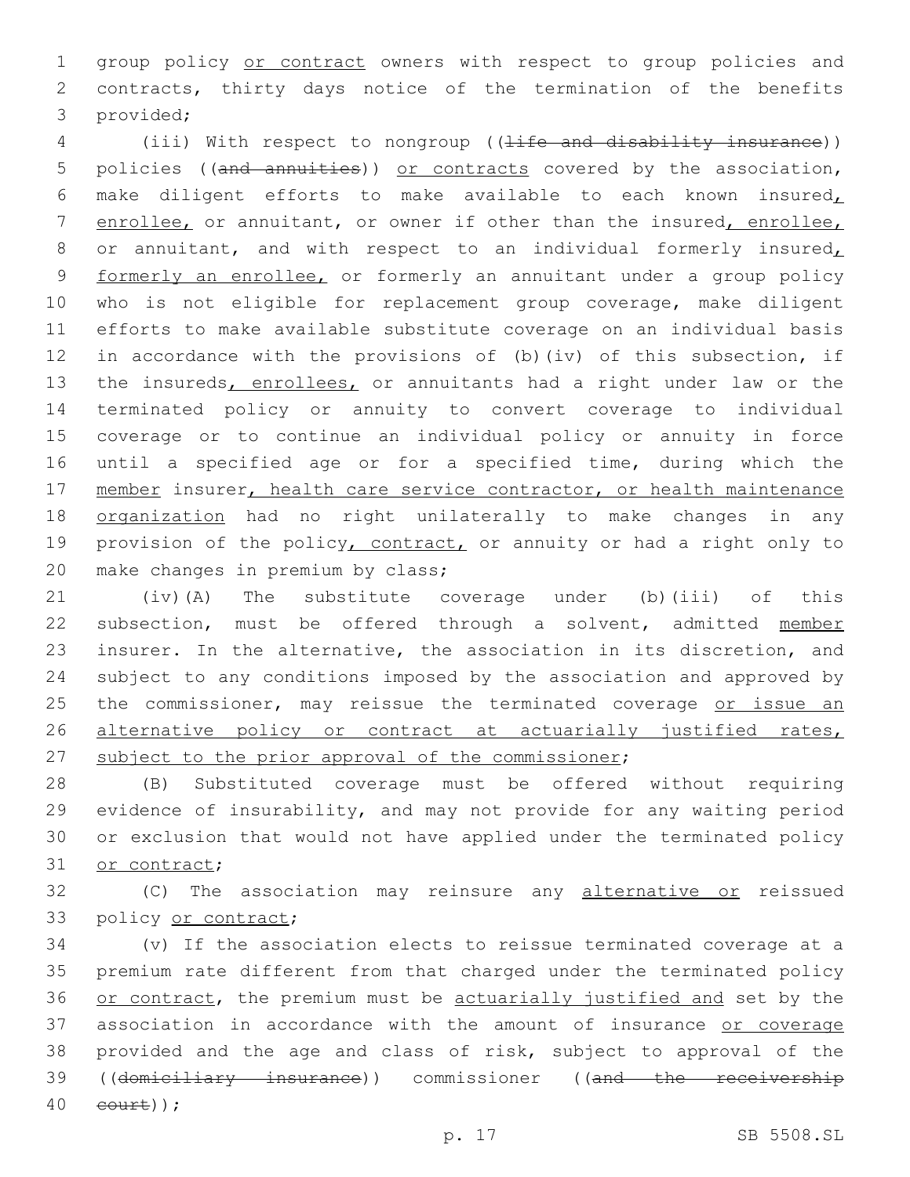group policy or contract owners with respect to group policies and contracts, thirty days notice of the termination of the benefits provided;

(iii) With respect to nongroup ((~~life and disability insurance~~)) policies ((~~and annuities~~)) or contracts covered by the association, make diligent efforts to make available to each known insured, enrollee, or annuitant, or owner if other than the insured, enrollee, or annuitant, and with respect to an individual formerly insured, formerly an enrollee, or formerly an annuitant under a group policy who is not eligible for replacement group coverage, make diligent efforts to make available substitute coverage on an individual basis in accordance with the provisions of (b)(iv) of this subsection, if the insureds, enrollees, or annuitants had a right under law or the terminated policy or annuity to convert coverage to individual coverage or to continue an individual policy or annuity in force until a specified age or for a specified time, during which the member insurer, health care service contractor, or health maintenance organization had no right unilaterally to make changes in any provision of the policy, contract, or annuity or had a right only to make changes in premium by class;

(iv)(A) The substitute coverage under (b)(iii) of this subsection, must be offered through a solvent, admitted member insurer. In the alternative, the association in its discretion, and subject to any conditions imposed by the association and approved by the commissioner, may reissue the terminated coverage or issue an alternative policy or contract at actuarially justified rates, subject to the prior approval of the commissioner;

(B) Substituted coverage must be offered without requiring evidence of insurability, and may not provide for any waiting period or exclusion that would not have applied under the terminated policy or contract;

(C) The association may reinsure any alternative or reissued policy or contract;

(v) If the association elects to reissue terminated coverage at a premium rate different from that charged under the terminated policy or contract, the premium must be actuarially justified and set by the association in accordance with the amount of insurance or coverage provided and the age and class of risk, subject to approval of the ((~~domiciliary insurance~~)) commissioner ((~~and the receivership court~~));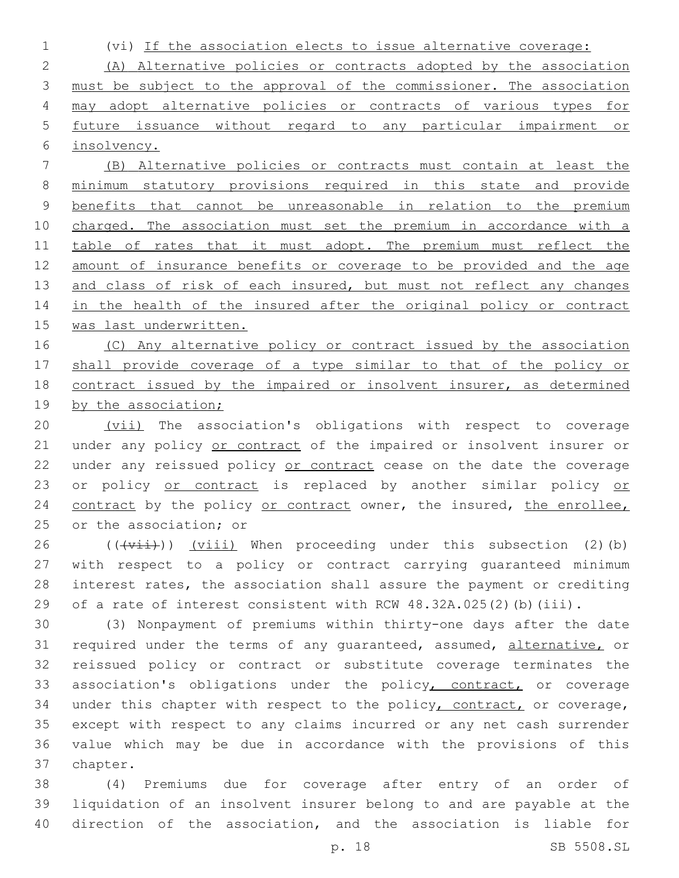(vi) If the association elects to issue alternative coverage:

(A) Alternative policies or contracts adopted by the association must be subject to the approval of the commissioner. The association may adopt alternative policies or contracts of various types for future issuance without regard to any particular impairment or insolvency.

(B) Alternative policies or contracts must contain at least the minimum statutory provisions required in this state and provide benefits that cannot be unreasonable in relation to the premium charged. The association must set the premium in accordance with a table of rates that it must adopt. The premium must reflect the amount of insurance benefits or coverage to be provided and the age and class of risk of each insured, but must not reflect any changes in the health of the insured after the original policy or contract was last underwritten.

(C) Any alternative policy or contract issued by the association shall provide coverage of a type similar to that of the policy or contract issued by the impaired or insolvent insurer, as determined by the association;

(vii) The association's obligations with respect to coverage under any policy or contract of the impaired or insolvent insurer or under any reissued policy or contract cease on the date the coverage or policy or contract is replaced by another similar policy or contract by the policy or contract owner, the insured, the enrollee, or the association; or

((~~(vii)~~)) (viii) When proceeding under this subsection (2)(b) with respect to a policy or contract carrying guaranteed minimum interest rates, the association shall assure the payment or crediting of a rate of interest consistent with RCW 48.32A.025(2)(b)(iii).

(3) Nonpayment of premiums within thirty-one days after the date required under the terms of any guaranteed, assumed, alternative, or reissued policy or contract or substitute coverage terminates the association's obligations under the policy, contract, or coverage under this chapter with respect to the policy, contract, or coverage, except with respect to any claims incurred or any net cash surrender value which may be due in accordance with the provisions of this chapter.

(4) Premiums due for coverage after entry of an order of liquidation of an insolvent insurer belong to and are payable at the direction of the association, and the association is liable for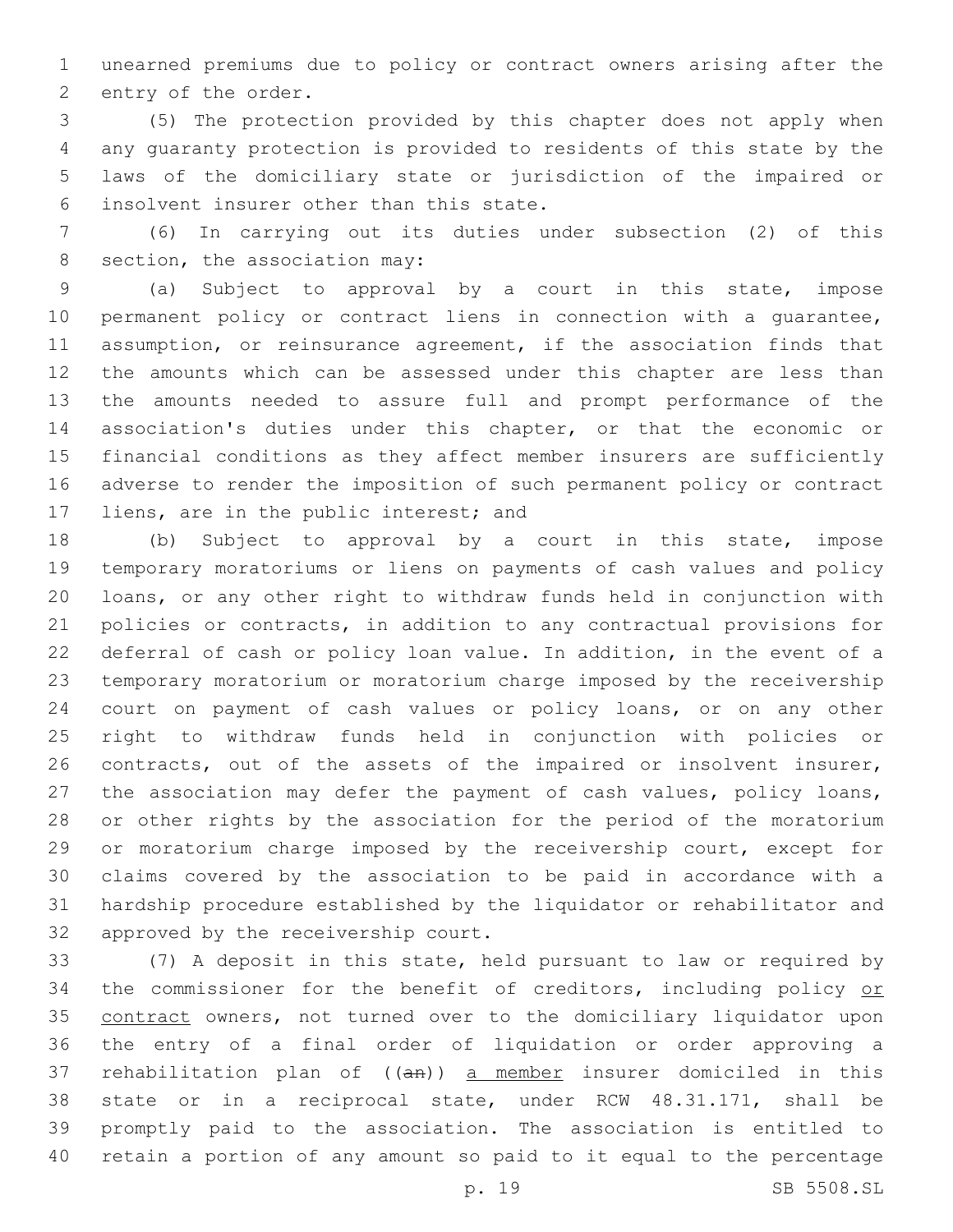unearned premiums due to policy or contract owners arising after the entry of the order.

(5) The protection provided by this chapter does not apply when any guaranty protection is provided to residents of this state by the laws of the domiciliary state or jurisdiction of the impaired or insolvent insurer other than this state.

(6) In carrying out its duties under subsection (2) of this section, the association may:

(a) Subject to approval by a court in this state, impose permanent policy or contract liens in connection with a guarantee, assumption, or reinsurance agreement, if the association finds that the amounts which can be assessed under this chapter are less than the amounts needed to assure full and prompt performance of the association's duties under this chapter, or that the economic or financial conditions as they affect member insurers are sufficiently adverse to render the imposition of such permanent policy or contract liens, are in the public interest; and

(b) Subject to approval by a court in this state, impose temporary moratoriums or liens on payments of cash values and policy loans, or any other right to withdraw funds held in conjunction with policies or contracts, in addition to any contractual provisions for deferral of cash or policy loan value. In addition, in the event of a temporary moratorium or moratorium charge imposed by the receivership court on payment of cash values or policy loans, or on any other right to withdraw funds held in conjunction with policies or contracts, out of the assets of the impaired or insolvent insurer, the association may defer the payment of cash values, policy loans, or other rights by the association for the period of the moratorium or moratorium charge imposed by the receivership court, except for claims covered by the association to be paid in accordance with a hardship procedure established by the liquidator or rehabilitator and approved by the receivership court.

(7) A deposit in this state, held pursuant to law or required by the commissioner for the benefit of creditors, including policy <u>or contract</u> owners, not turned over to the domiciliary liquidator upon the entry of a final order of liquidation or order approving a rehabilitation plan of ((~~an~~)) <u>a member</u> insurer domiciled in this state or in a reciprocal state, under RCW 48.31.171, shall be promptly paid to the association. The association is entitled to retain a portion of any amount so paid to it equal to the percentage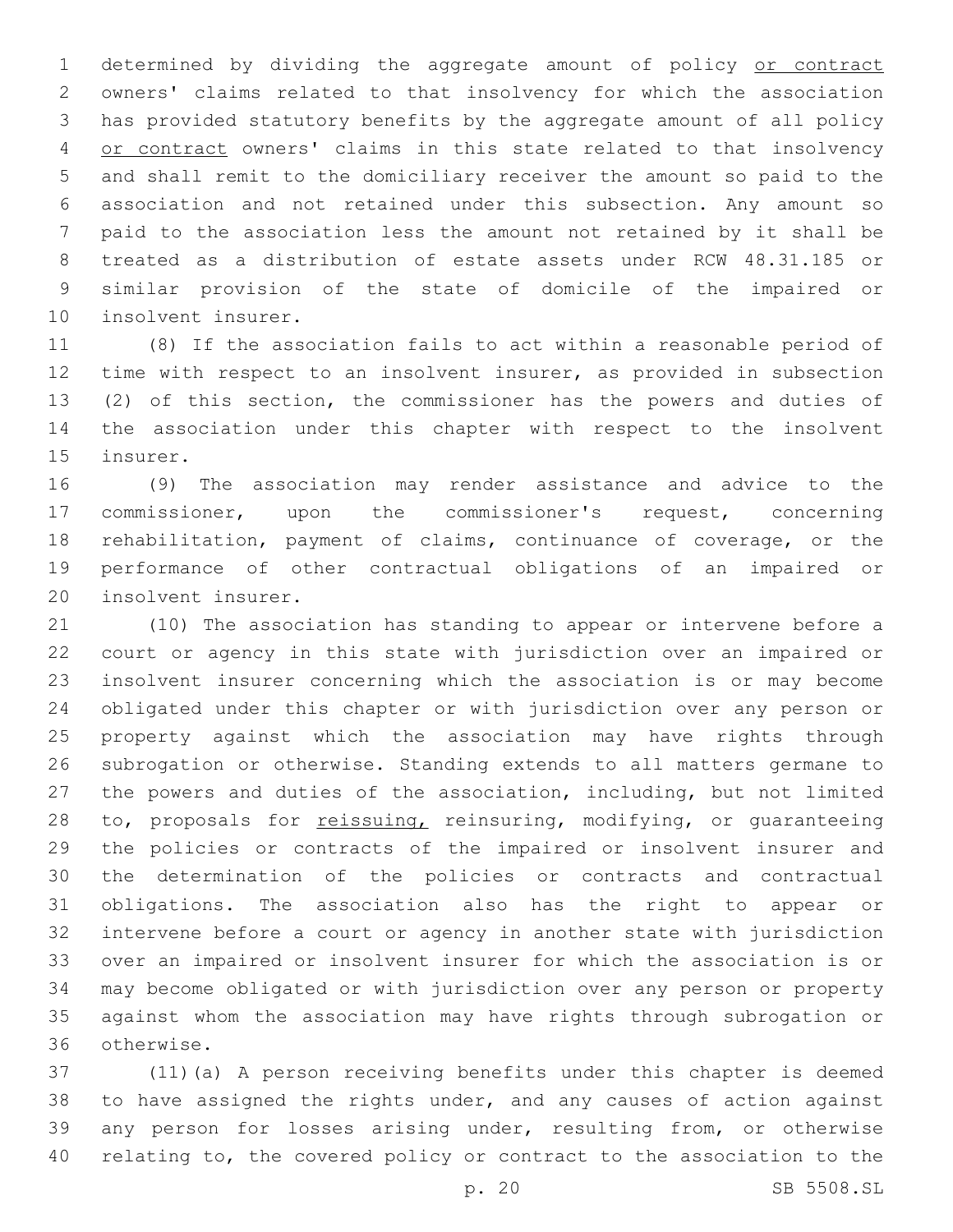determined by dividing the aggregate amount of policy or contract owners' claims related to that insolvency for which the association has provided statutory benefits by the aggregate amount of all policy or contract owners' claims in this state related to that insolvency and shall remit to the domiciliary receiver the amount so paid to the association and not retained under this subsection. Any amount so paid to the association less the amount not retained by it shall be treated as a distribution of estate assets under RCW 48.31.185 or similar provision of the state of domicile of the impaired or insolvent insurer.

(8) If the association fails to act within a reasonable period of time with respect to an insolvent insurer, as provided in subsection (2) of this section, the commissioner has the powers and duties of the association under this chapter with respect to the insolvent insurer.

(9) The association may render assistance and advice to the commissioner, upon the commissioner's request, concerning rehabilitation, payment of claims, continuance of coverage, or the performance of other contractual obligations of an impaired or insolvent insurer.

(10) The association has standing to appear or intervene before a court or agency in this state with jurisdiction over an impaired or insolvent insurer concerning which the association is or may become obligated under this chapter or with jurisdiction over any person or property against which the association may have rights through subrogation or otherwise. Standing extends to all matters germane to the powers and duties of the association, including, but not limited to, proposals for reissuing, reinsuring, modifying, or guaranteeing the policies or contracts of the impaired or insolvent insurer and the determination of the policies or contracts and contractual obligations. The association also has the right to appear or intervene before a court or agency in another state with jurisdiction over an impaired or insolvent insurer for which the association is or may become obligated or with jurisdiction over any person or property against whom the association may have rights through subrogation or otherwise.

(11)(a) A person receiving benefits under this chapter is deemed to have assigned the rights under, and any causes of action against any person for losses arising under, resulting from, or otherwise relating to, the covered policy or contract to the association to the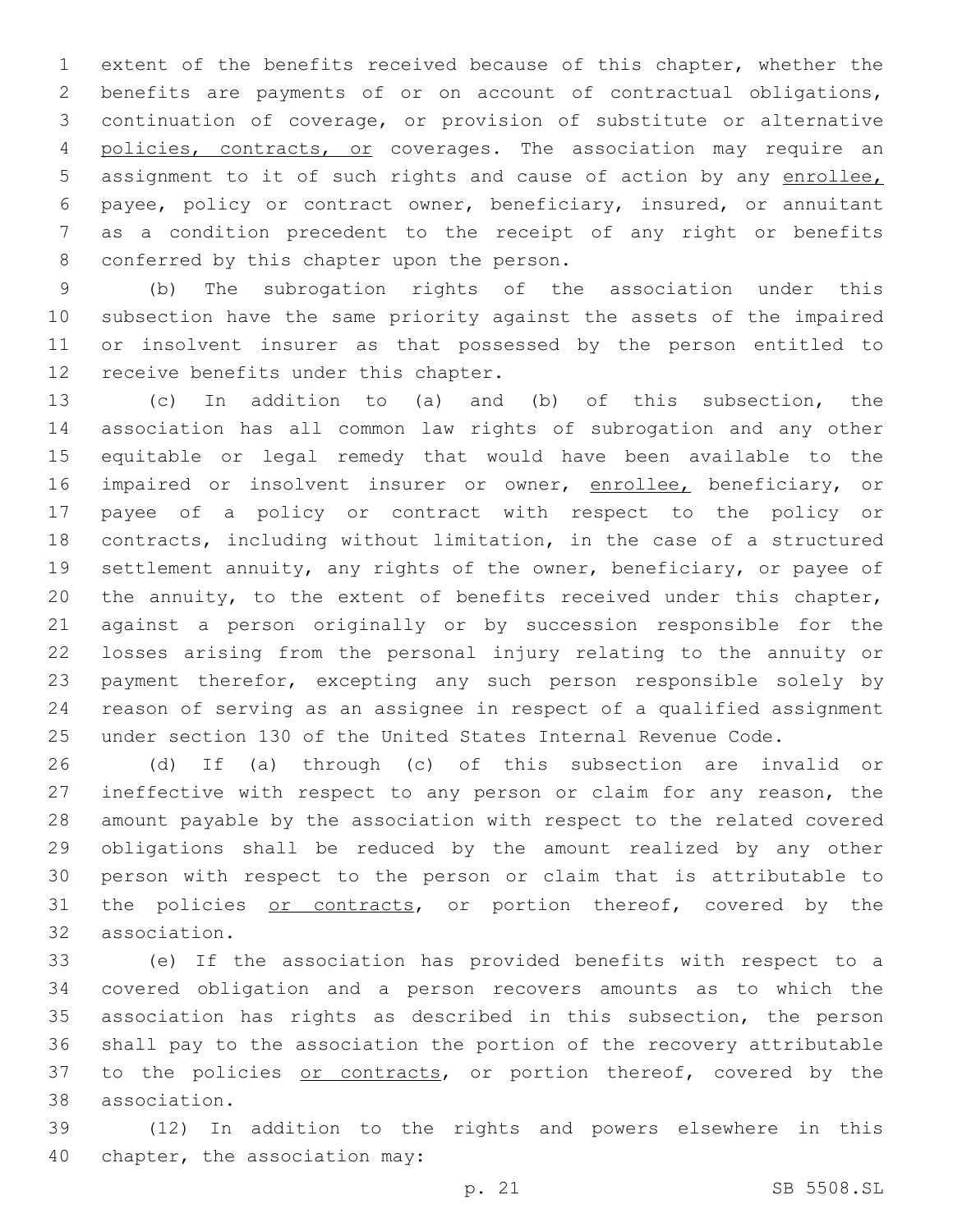extent of the benefits received because of this chapter, whether the benefits are payments of or on account of contractual obligations, continuation of coverage, or provision of substitute or alternative policies, contracts, or coverages. The association may require an assignment to it of such rights and cause of action by any enrollee, payee, policy or contract owner, beneficiary, insured, or annuitant as a condition precedent to the receipt of any right or benefits conferred by this chapter upon the person.

(b) The subrogation rights of the association under this subsection have the same priority against the assets of the impaired or insolvent insurer as that possessed by the person entitled to receive benefits under this chapter.

(c) In addition to (a) and (b) of this subsection, the association has all common law rights of subrogation and any other equitable or legal remedy that would have been available to the impaired or insolvent insurer or owner, enrollee, beneficiary, or payee of a policy or contract with respect to the policy or contracts, including without limitation, in the case of a structured settlement annuity, any rights of the owner, beneficiary, or payee of the annuity, to the extent of benefits received under this chapter, against a person originally or by succession responsible for the losses arising from the personal injury relating to the annuity or payment therefor, excepting any such person responsible solely by reason of serving as an assignee in respect of a qualified assignment under section 130 of the United States Internal Revenue Code.

(d) If (a) through (c) of this subsection are invalid or ineffective with respect to any person or claim for any reason, the amount payable by the association with respect to the related covered obligations shall be reduced by the amount realized by any other person with respect to the person or claim that is attributable to the policies or contracts, or portion thereof, covered by the association.

(e) If the association has provided benefits with respect to a covered obligation and a person recovers amounts as to which the association has rights as described in this subsection, the person shall pay to the association the portion of the recovery attributable to the policies or contracts, or portion thereof, covered by the association.

(12) In addition to the rights and powers elsewhere in this chapter, the association may: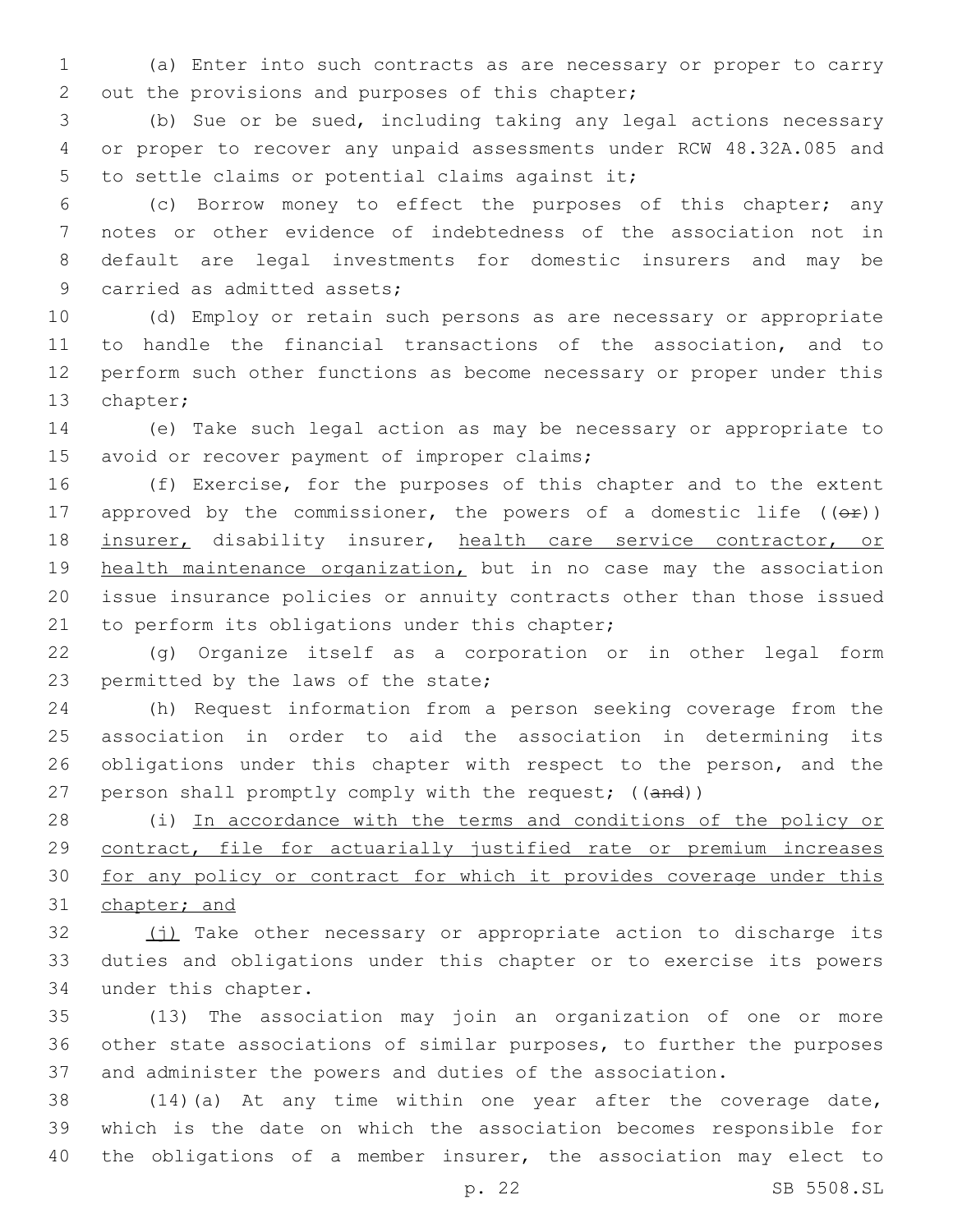(a) Enter into such contracts as are necessary or proper to carry out the provisions and purposes of this chapter;

(b) Sue or be sued, including taking any legal actions necessary or proper to recover any unpaid assessments under RCW 48.32A.085 and to settle claims or potential claims against it;

(c) Borrow money to effect the purposes of this chapter; any notes or other evidence of indebtedness of the association not in default are legal investments for domestic insurers and may be carried as admitted assets;

(d) Employ or retain such persons as are necessary or appropriate to handle the financial transactions of the association, and to perform such other functions as become necessary or proper under this chapter;

(e) Take such legal action as may be necessary or appropriate to avoid or recover payment of improper claims;

(f) Exercise, for the purposes of this chapter and to the extent approved by the commissioner, the powers of a domestic life ((~~or~~)) insurer, disability insurer, health care service contractor, or health maintenance organization, but in no case may the association issue insurance policies or annuity contracts other than those issued to perform its obligations under this chapter;

(g) Organize itself as a corporation or in other legal form permitted by the laws of the state;

(h) Request information from a person seeking coverage from the association in order to aid the association in determining its obligations under this chapter with respect to the person, and the person shall promptly comply with the request; ((~~and~~))

(i) In accordance with the terms and conditions of the policy or contract, file for actuarially justified rate or premium increases for any policy or contract for which it provides coverage under this chapter; and

(j) Take other necessary or appropriate action to discharge its duties and obligations under this chapter or to exercise its powers under this chapter.

(13) The association may join an organization of one or more other state associations of similar purposes, to further the purposes and administer the powers and duties of the association.

(14)(a) At any time within one year after the coverage date, which is the date on which the association becomes responsible for the obligations of a member insurer, the association may elect to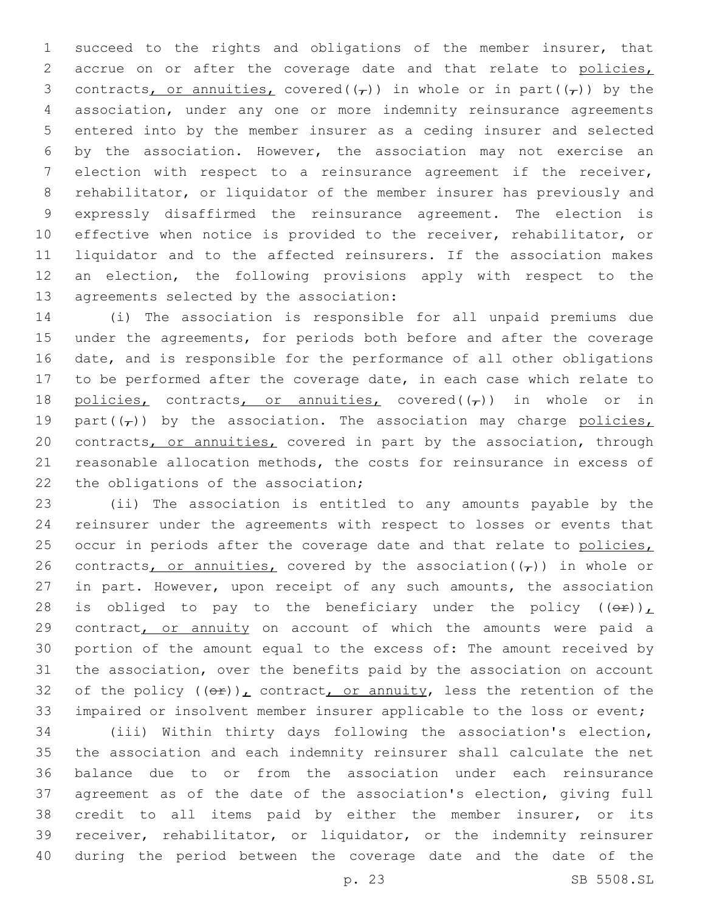succeed to the rights and obligations of the member insurer, that accrue on or after the coverage date and that relate to policies, contracts, or annuities, covered((,)) in whole or in part((,)) by the association, under any one or more indemnity reinsurance agreements entered into by the member insurer as a ceding insurer and selected by the association. However, the association may not exercise an election with respect to a reinsurance agreement if the receiver, rehabilitator, or liquidator of the member insurer has previously and expressly disaffirmed the reinsurance agreement. The election is effective when notice is provided to the receiver, rehabilitator, or liquidator and to the affected reinsurers. If the association makes an election, the following provisions apply with respect to the agreements selected by the association:

(i) The association is responsible for all unpaid premiums due under the agreements, for periods both before and after the coverage date, and is responsible for the performance of all other obligations to be performed after the coverage date, in each case which relate to policies, contracts, or annuities, covered((,)) in whole or in part((,)) by the association. The association may charge policies, contracts, or annuities, covered in part by the association, through reasonable allocation methods, the costs for reinsurance in excess of the obligations of the association;

(ii) The association is entitled to any amounts payable by the reinsurer under the agreements with respect to losses or events that occur in periods after the coverage date and that relate to policies, contracts, or annuities, covered by the association((,)) in whole or in part. However, upon receipt of any such amounts, the association is obliged to pay to the beneficiary under the policy ((or)), contract, or annuity on account of which the amounts were paid a portion of the amount equal to the excess of: The amount received by the association, over the benefits paid by the association on account of the policy ((or)), contract, or annuity, less the retention of the impaired or insolvent member insurer applicable to the loss or event;

(iii) Within thirty days following the association's election, the association and each indemnity reinsurer shall calculate the net balance due to or from the association under each reinsurance agreement as of the date of the association's election, giving full credit to all items paid by either the member insurer, or its receiver, rehabilitator, or liquidator, or the indemnity reinsurer during the period between the coverage date and the date of the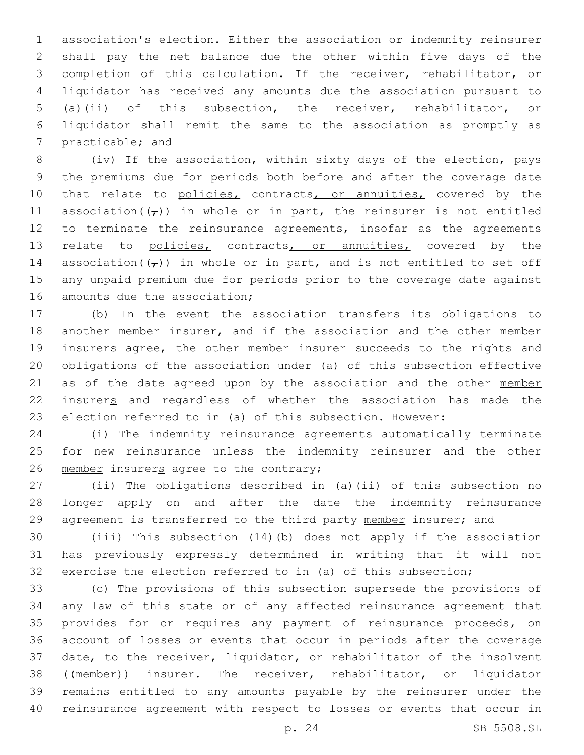association's election. Either the association or indemnity reinsurer shall pay the net balance due the other within five days of the completion of this calculation. If the receiver, rehabilitator, or liquidator has received any amounts due the association pursuant to (a)(ii) of this subsection, the receiver, rehabilitator, or liquidator shall remit the same to the association as promptly as practicable; and

(iv) If the association, within sixty days of the election, pays the premiums due for periods both before and after the coverage date that relate to policies, contracts, or annuities, covered by the association((,)) in whole or in part, the reinsurer is not entitled to terminate the reinsurance agreements, insofar as the agreements relate to policies, contracts, or annuities, covered by the association((,)) in whole or in part, and is not entitled to set off any unpaid premium due for periods prior to the coverage date against amounts due the association;

(b) In the event the association transfers its obligations to another member insurer, and if the association and the other member insurers agree, the other member insurer succeeds to the rights and obligations of the association under (a) of this subsection effective as of the date agreed upon by the association and the other member insurers and regardless of whether the association has made the election referred to in (a) of this subsection. However:

(i) The indemnity reinsurance agreements automatically terminate for new reinsurance unless the indemnity reinsurer and the other member insurers agree to the contrary;

(ii) The obligations described in (a)(ii) of this subsection no longer apply on and after the date the indemnity reinsurance agreement is transferred to the third party member insurer; and

(iii) This subsection (14)(b) does not apply if the association has previously expressly determined in writing that it will not exercise the election referred to in (a) of this subsection;

(c) The provisions of this subsection supersede the provisions of any law of this state or of any affected reinsurance agreement that provides for or requires any payment of reinsurance proceeds, on account of losses or events that occur in periods after the coverage date, to the receiver, liquidator, or rehabilitator of the insolvent ((~~member~~)) insurer. The receiver, rehabilitator, or liquidator remains entitled to any amounts payable by the reinsurer under the reinsurance agreement with respect to losses or events that occur in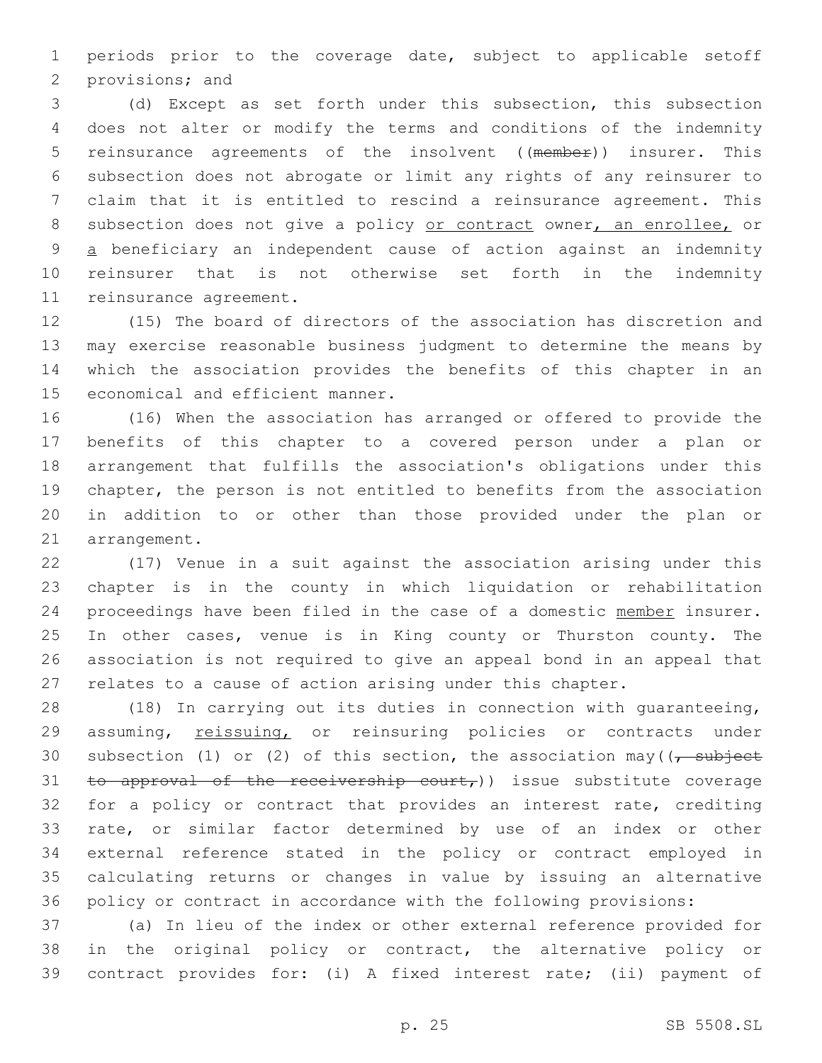periods prior to the coverage date, subject to applicable setoff provisions; and

(d) Except as set forth under this subsection, this subsection does not alter or modify the terms and conditions of the indemnity reinsurance agreements of the insolvent ((~~member~~)) insurer. This subsection does not abrogate or limit any rights of any reinsurer to claim that it is entitled to rescind a reinsurance agreement. This subsection does not give a policy <u>or contract</u> owner<u>, an enrollee,</u> or <u>a</u> beneficiary an independent cause of action against an indemnity reinsurer that is not otherwise set forth in the indemnity reinsurance agreement.

(15) The board of directors of the association has discretion and may exercise reasonable business judgment to determine the means by which the association provides the benefits of this chapter in an economical and efficient manner.

(16) When the association has arranged or offered to provide the benefits of this chapter to a covered person under a plan or arrangement that fulfills the association's obligations under this chapter, the person is not entitled to benefits from the association in addition to or other than those provided under the plan or arrangement.

(17) Venue in a suit against the association arising under this chapter is in the county in which liquidation or rehabilitation proceedings have been filed in the case of a domestic <u>member</u> insurer. In other cases, venue is in King county or Thurston county. The association is not required to give an appeal bond in an appeal that relates to a cause of action arising under this chapter.

(18) In carrying out its duties in connection with guaranteeing, assuming, <u>reissuing,</u> or reinsuring policies or contracts under subsection (1) or (2) of this section, the association may((~~, subject to approval of the receivership court,~~)) issue substitute coverage for a policy or contract that provides an interest rate, crediting rate, or similar factor determined by use of an index or other external reference stated in the policy or contract employed in calculating returns or changes in value by issuing an alternative policy or contract in accordance with the following provisions:

(a) In lieu of the index or other external reference provided for in the original policy or contract, the alternative policy or contract provides for: (i) A fixed interest rate; (ii) payment of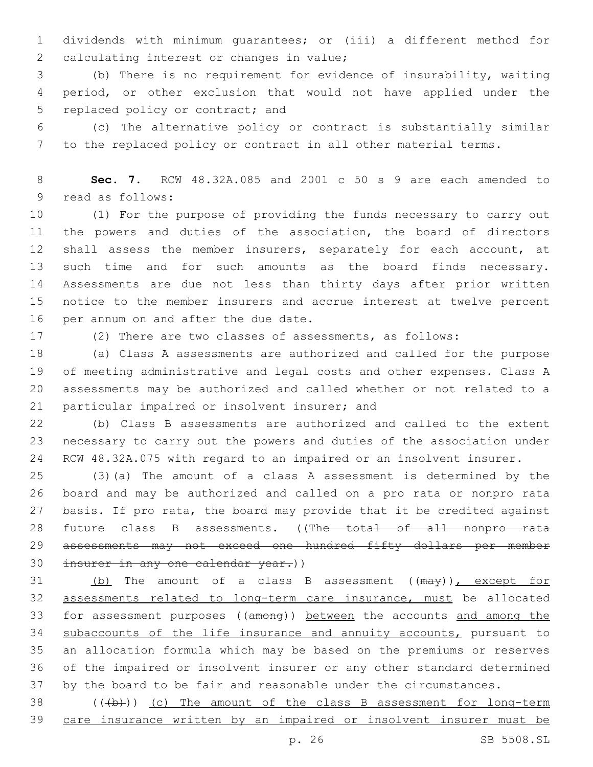dividends with minimum guarantees; or (iii) a different method for calculating interest or changes in value;

(b) There is no requirement for evidence of insurability, waiting period, or other exclusion that would not have applied under the replaced policy or contract; and

(c) The alternative policy or contract is substantially similar to the replaced policy or contract in all other material terms.

**Sec. 7.** RCW 48.32A.085 and 2001 c 50 s 9 are each amended to read as follows:

(1) For the purpose of providing the funds necessary to carry out the powers and duties of the association, the board of directors shall assess the member insurers, separately for each account, at such time and for such amounts as the board finds necessary. Assessments are due not less than thirty days after prior written notice to the member insurers and accrue interest at twelve percent per annum on and after the due date.

(2) There are two classes of assessments, as follows:

(a) Class A assessments are authorized and called for the purpose of meeting administrative and legal costs and other expenses. Class A assessments may be authorized and called whether or not related to a particular impaired or insolvent insurer; and

(b) Class B assessments are authorized and called to the extent necessary to carry out the powers and duties of the association under RCW 48.32A.075 with regard to an impaired or an insolvent insurer.

(3)(a) The amount of a class A assessment is determined by the board and may be authorized and called on a pro rata or nonpro rata basis. If pro rata, the board may provide that it be credited against future class B assessments. ((~~The total of all nonpro rata assessments may not exceed one hundred fifty dollars per member insurer in any one calendar year.~~))

<u>(b)</u> The amount of a class B assessment ((~~may~~))<u>, except for assessments related to long-term care insurance, must</u> be allocated for assessment purposes ((~~among~~)) <u>between</u> the accounts <u>and among the subaccounts of the life insurance and annuity accounts,</u> pursuant to an allocation formula which may be based on the premiums or reserves of the impaired or insolvent insurer or any other standard determined by the board to be fair and reasonable under the circumstances.

((~~(b)~~)) <u>(c) The amount of the class B assessment for long-term care insurance written by an impaired or insolvent insurer must be</u>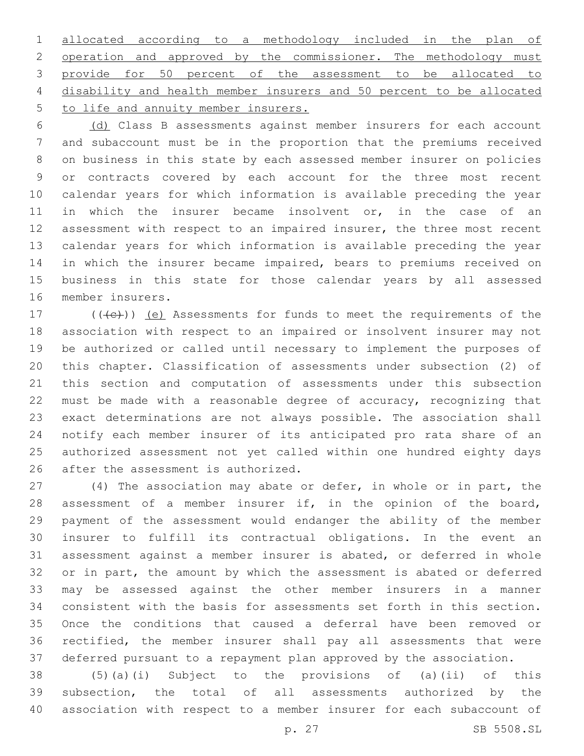allocated according to a methodology included in the plan of operation and approved by the commissioner. The methodology must provide for 50 percent of the assessment to be allocated to disability and health member insurers and 50 percent to be allocated to life and annuity member insurers.

(d) Class B assessments against member insurers for each account and subaccount must be in the proportion that the premiums received on business in this state by each assessed member insurer on policies or contracts covered by each account for the three most recent calendar years for which information is available preceding the year in which the insurer became insolvent or, in the case of an assessment with respect to an impaired insurer, the three most recent calendar years for which information is available preceding the year in which the insurer became impaired, bears to premiums received on business in this state for those calendar years by all assessed member insurers.

(((c))) (e) Assessments for funds to meet the requirements of the association with respect to an impaired or insolvent insurer may not be authorized or called until necessary to implement the purposes of this chapter. Classification of assessments under subsection (2) of this section and computation of assessments under this subsection must be made with a reasonable degree of accuracy, recognizing that exact determinations are not always possible. The association shall notify each member insurer of its anticipated pro rata share of an authorized assessment not yet called within one hundred eighty days after the assessment is authorized.

(4) The association may abate or defer, in whole or in part, the assessment of a member insurer if, in the opinion of the board, payment of the assessment would endanger the ability of the member insurer to fulfill its contractual obligations. In the event an assessment against a member insurer is abated, or deferred in whole or in part, the amount by which the assessment is abated or deferred may be assessed against the other member insurers in a manner consistent with the basis for assessments set forth in this section. Once the conditions that caused a deferral have been removed or rectified, the member insurer shall pay all assessments that were deferred pursuant to a repayment plan approved by the association.

(5)(a)(i) Subject to the provisions of (a)(ii) of this subsection, the total of all assessments authorized by the association with respect to a member insurer for each subaccount of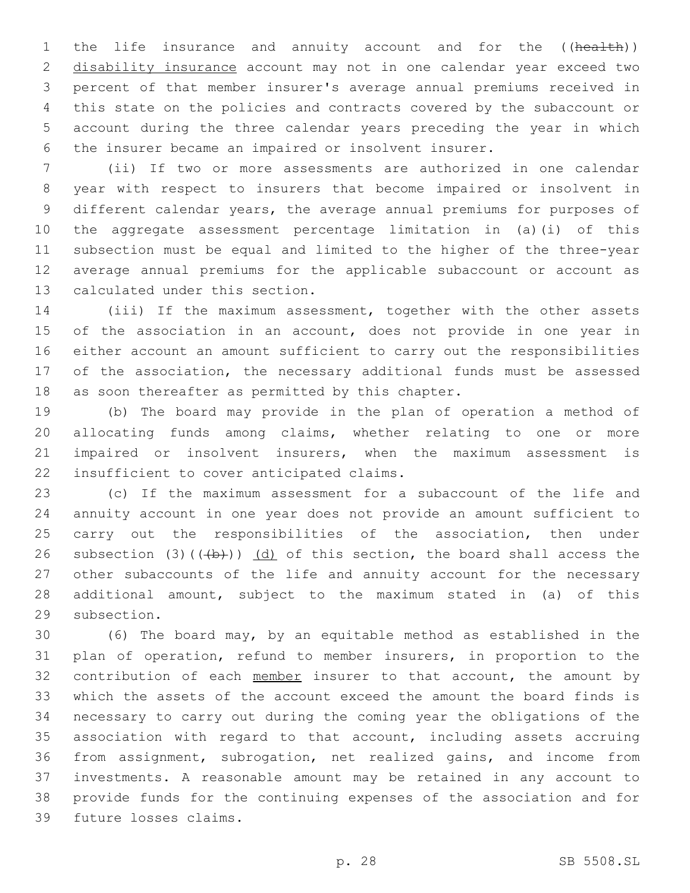the life insurance and annuity account and for the ((health)) disability insurance account may not in one calendar year exceed two percent of that member insurer's average annual premiums received in this state on the policies and contracts covered by the subaccount or account during the three calendar years preceding the year in which the insurer became an impaired or insolvent insurer.

(ii) If two or more assessments are authorized in one calendar year with respect to insurers that become impaired or insolvent in different calendar years, the average annual premiums for purposes of the aggregate assessment percentage limitation in (a)(i) of this subsection must be equal and limited to the higher of the three-year average annual premiums for the applicable subaccount or account as calculated under this section.

(iii) If the maximum assessment, together with the other assets of the association in an account, does not provide in one year in either account an amount sufficient to carry out the responsibilities of the association, the necessary additional funds must be assessed as soon thereafter as permitted by this chapter.

(b) The board may provide in the plan of operation a method of allocating funds among claims, whether relating to one or more impaired or insolvent insurers, when the maximum assessment is insufficient to cover anticipated claims.

(c) If the maximum assessment for a subaccount of the life and annuity account in one year does not provide an amount sufficient to carry out the responsibilities of the association, then under subsection (3)(((b))) (d) of this section, the board shall access the other subaccounts of the life and annuity account for the necessary additional amount, subject to the maximum stated in (a) of this subsection.

(6) The board may, by an equitable method as established in the plan of operation, refund to member insurers, in proportion to the contribution of each member insurer to that account, the amount by which the assets of the account exceed the amount the board finds is necessary to carry out during the coming year the obligations of the association with regard to that account, including assets accruing from assignment, subrogation, net realized gains, and income from investments. A reasonable amount may be retained in any account to provide funds for the continuing expenses of the association and for future losses claims.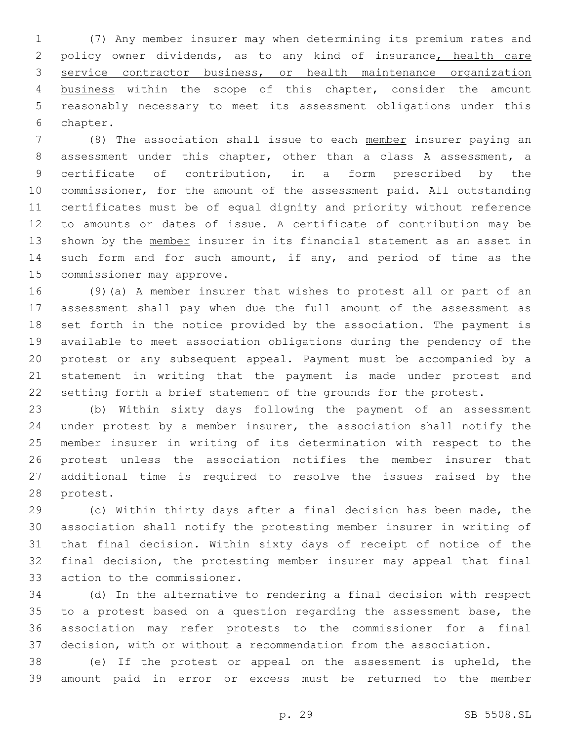(7) Any member insurer may when determining its premium rates and policy owner dividends, as to any kind of insurance, health care service contractor business, or health maintenance organization business within the scope of this chapter, consider the amount reasonably necessary to meet its assessment obligations under this chapter.

(8) The association shall issue to each member insurer paying an assessment under this chapter, other than a class A assessment, a certificate of contribution, in a form prescribed by the commissioner, for the amount of the assessment paid. All outstanding certificates must be of equal dignity and priority without reference to amounts or dates of issue. A certificate of contribution may be shown by the member insurer in its financial statement as an asset in such form and for such amount, if any, and period of time as the commissioner may approve.

(9)(a) A member insurer that wishes to protest all or part of an assessment shall pay when due the full amount of the assessment as set forth in the notice provided by the association. The payment is available to meet association obligations during the pendency of the protest or any subsequent appeal. Payment must be accompanied by a statement in writing that the payment is made under protest and setting forth a brief statement of the grounds for the protest.

(b) Within sixty days following the payment of an assessment under protest by a member insurer, the association shall notify the member insurer in writing of its determination with respect to the protest unless the association notifies the member insurer that additional time is required to resolve the issues raised by the protest.

(c) Within thirty days after a final decision has been made, the association shall notify the protesting member insurer in writing of that final decision. Within sixty days of receipt of notice of the final decision, the protesting member insurer may appeal that final action to the commissioner.

(d) In the alternative to rendering a final decision with respect to a protest based on a question regarding the assessment base, the association may refer protests to the commissioner for a final decision, with or without a recommendation from the association.

(e) If the protest or appeal on the assessment is upheld, the amount paid in error or excess must be returned to the member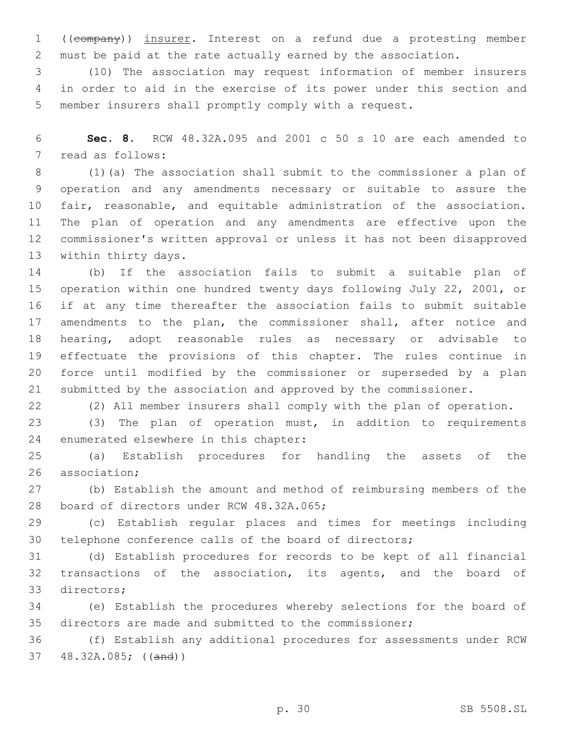((~~company~~)) insurer. Interest on a refund due a protesting member must be paid at the rate actually earned by the association.

(10) The association may request information of member insurers in order to aid in the exercise of its power under this section and member insurers shall promptly comply with a request.

**Sec. 8.** RCW 48.32A.095 and 2001 c 50 s 10 are each amended to read as follows:

(1)(a) The association shall submit to the commissioner a plan of operation and any amendments necessary or suitable to assure the fair, reasonable, and equitable administration of the association. The plan of operation and any amendments are effective upon the commissioner's written approval or unless it has not been disapproved within thirty days.

(b) If the association fails to submit a suitable plan of operation within one hundred twenty days following July 22, 2001, or if at any time thereafter the association fails to submit suitable amendments to the plan, the commissioner shall, after notice and hearing, adopt reasonable rules as necessary or advisable to effectuate the provisions of this chapter. The rules continue in force until modified by the commissioner or superseded by a plan submitted by the association and approved by the commissioner.

(2) All member insurers shall comply with the plan of operation.

(3) The plan of operation must, in addition to requirements enumerated elsewhere in this chapter:

(a) Establish procedures for handling the assets of the association;

(b) Establish the amount and method of reimbursing members of the board of directors under RCW 48.32A.065;

(c) Establish regular places and times for meetings including telephone conference calls of the board of directors;

(d) Establish procedures for records to be kept of all financial transactions of the association, its agents, and the board of directors;

(e) Establish the procedures whereby selections for the board of directors are made and submitted to the commissioner;

(f) Establish any additional procedures for assessments under RCW 48.32A.085; ((~~and~~))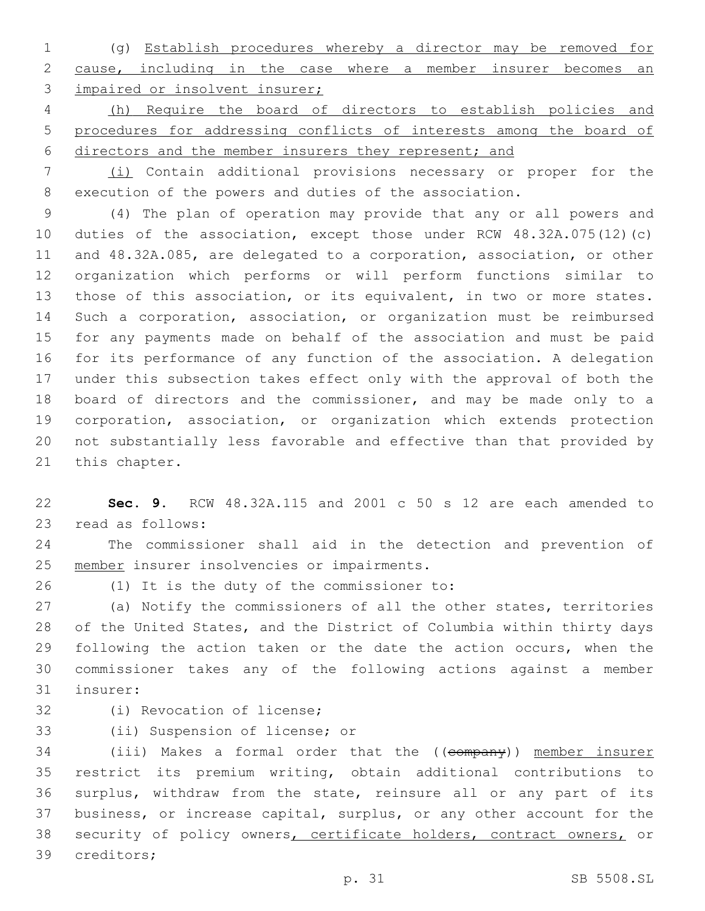(g) Establish procedures whereby a director may be removed for cause, including in the case where a member insurer becomes an impaired or insolvent insurer;

(h) Require the board of directors to establish policies and procedures for addressing conflicts of interests among the board of directors and the member insurers they represent; and

(i) Contain additional provisions necessary or proper for the execution of the powers and duties of the association.

(4) The plan of operation may provide that any or all powers and duties of the association, except those under RCW 48.32A.075(12)(c) and 48.32A.085, are delegated to a corporation, association, or other organization which performs or will perform functions similar to those of this association, or its equivalent, in two or more states. Such a corporation, association, or organization must be reimbursed for any payments made on behalf of the association and must be paid for its performance of any function of the association. A delegation under this subsection takes effect only with the approval of both the board of directors and the commissioner, and may be made only to a corporation, association, or organization which extends protection not substantially less favorable and effective than that provided by this chapter.

**Sec. 9.** RCW 48.32A.115 and 2001 c 50 s 12 are each amended to read as follows:

The commissioner shall aid in the detection and prevention of member insurer insolvencies or impairments.

(1) It is the duty of the commissioner to:

(a) Notify the commissioners of all the other states, territories of the United States, and the District of Columbia within thirty days following the action taken or the date the action occurs, when the commissioner takes any of the following actions against a member insurer:

(i) Revocation of license;

(ii) Suspension of license; or

(iii) Makes a formal order that the ((~~company~~)) member insurer restrict its premium writing, obtain additional contributions to surplus, withdraw from the state, reinsure all or any part of its business, or increase capital, surplus, or any other account for the security of policy owners, certificate holders, contract owners, or creditors;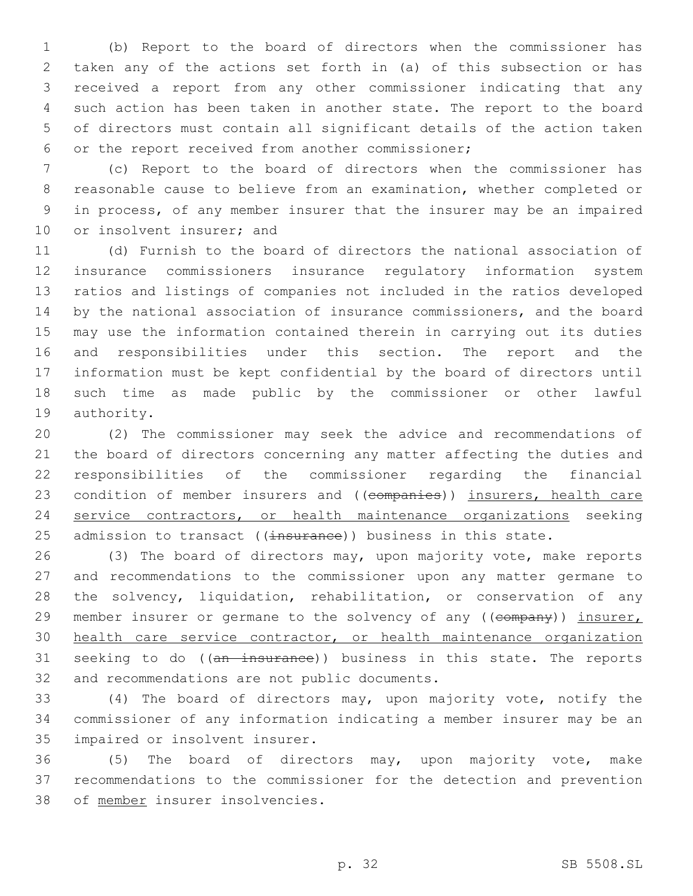(b) Report to the board of directors when the commissioner has taken any of the actions set forth in (a) of this subsection or has received a report from any other commissioner indicating that any such action has been taken in another state. The report to the board of directors must contain all significant details of the action taken or the report received from another commissioner;

(c) Report to the board of directors when the commissioner has reasonable cause to believe from an examination, whether completed or in process, of any member insurer that the insurer may be an impaired or insolvent insurer; and

(d) Furnish to the board of directors the national association of insurance commissioners insurance regulatory information system ratios and listings of companies not included in the ratios developed by the national association of insurance commissioners, and the board may use the information contained therein in carrying out its duties and responsibilities under this section. The report and the information must be kept confidential by the board of directors until such time as made public by the commissioner or other lawful authority.

(2) The commissioner may seek the advice and recommendations of the board of directors concerning any matter affecting the duties and responsibilities of the commissioner regarding the financial condition of member insurers and ((~~companies~~)) <u>insurers, health care service contractors, or health maintenance organizations</u> seeking admission to transact ((~~insurance~~)) business in this state.

(3) The board of directors may, upon majority vote, make reports and recommendations to the commissioner upon any matter germane to the solvency, liquidation, rehabilitation, or conservation of any member insurer or germane to the solvency of any ((~~company~~)) <u>insurer, health care service contractor, or health maintenance organization</u> seeking to do ((~~an insurance~~)) business in this state. The reports and recommendations are not public documents.

(4) The board of directors may, upon majority vote, notify the commissioner of any information indicating a member insurer may be an impaired or insolvent insurer.

(5) The board of directors may, upon majority vote, make recommendations to the commissioner for the detection and prevention of <u>member</u> insurer insolvencies.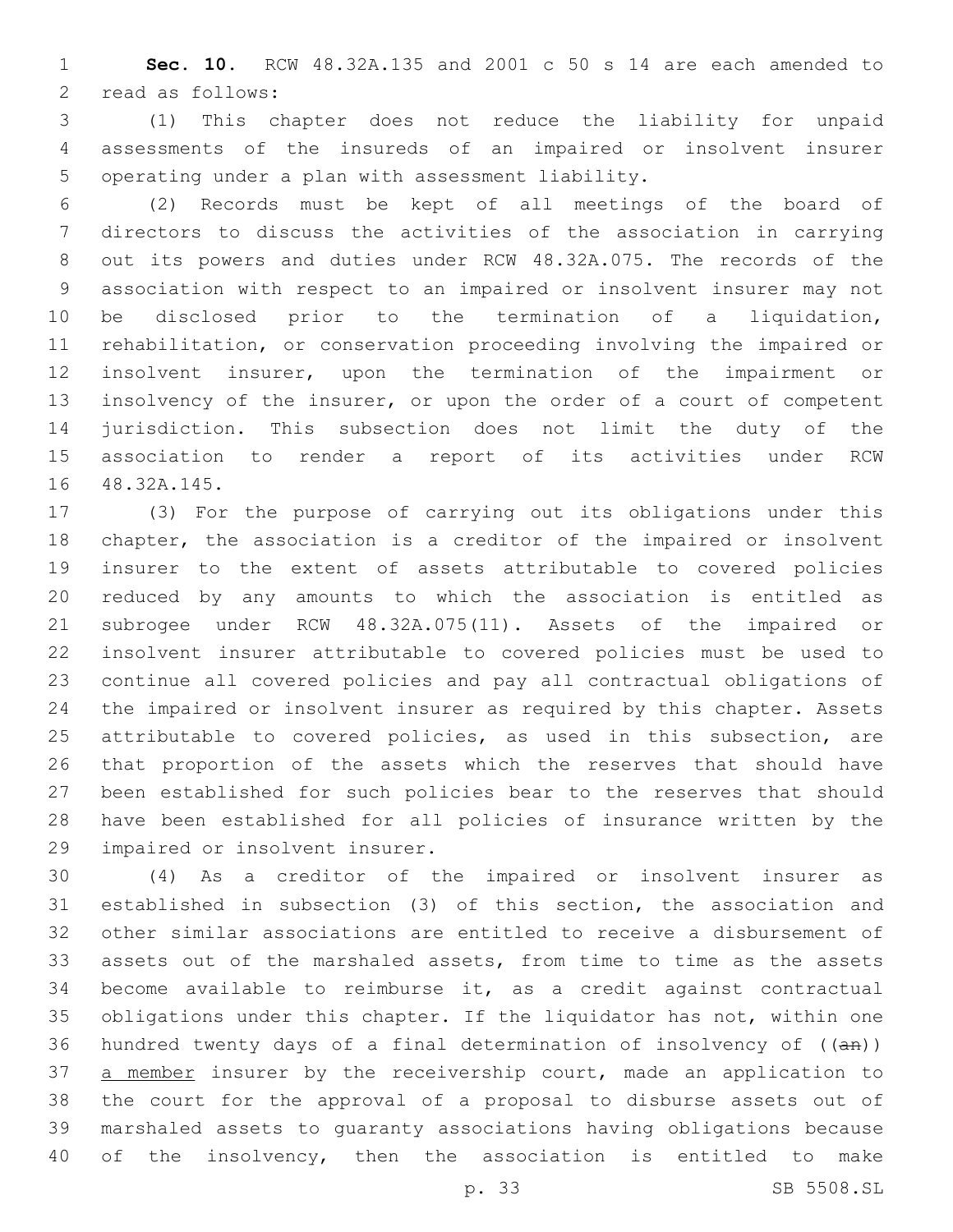**Sec. 10.** RCW 48.32A.135 and 2001 c 50 s 14 are each amended to read as follows:

(1) This chapter does not reduce the liability for unpaid assessments of the insureds of an impaired or insolvent insurer operating under a plan with assessment liability.

(2) Records must be kept of all meetings of the board of directors to discuss the activities of the association in carrying out its powers and duties under RCW 48.32A.075. The records of the association with respect to an impaired or insolvent insurer may not be disclosed prior to the termination of a liquidation, rehabilitation, or conservation proceeding involving the impaired or insolvent insurer, upon the termination of the impairment or insolvency of the insurer, or upon the order of a court of competent jurisdiction. This subsection does not limit the duty of the association to render a report of its activities under RCW 48.32A.145.

(3) For the purpose of carrying out its obligations under this chapter, the association is a creditor of the impaired or insolvent insurer to the extent of assets attributable to covered policies reduced by any amounts to which the association is entitled as subrogee under RCW 48.32A.075(11). Assets of the impaired or insolvent insurer attributable to covered policies must be used to continue all covered policies and pay all contractual obligations of the impaired or insolvent insurer as required by this chapter. Assets attributable to covered policies, as used in this subsection, are that proportion of the assets which the reserves that should have been established for such policies bear to the reserves that should have been established for all policies of insurance written by the impaired or insolvent insurer.

(4) As a creditor of the impaired or insolvent insurer as established in subsection (3) of this section, the association and other similar associations are entitled to receive a disbursement of assets out of the marshaled assets, from time to time as the assets become available to reimburse it, as a credit against contractual obligations under this chapter. If the liquidator has not, within one hundred twenty days of a final determination of insolvency of ((~~an~~)) <u>a member</u> insurer by the receivership court, made an application to the court for the approval of a proposal to disburse assets out of marshaled assets to guaranty associations having obligations because of the insolvency, then the association is entitled to make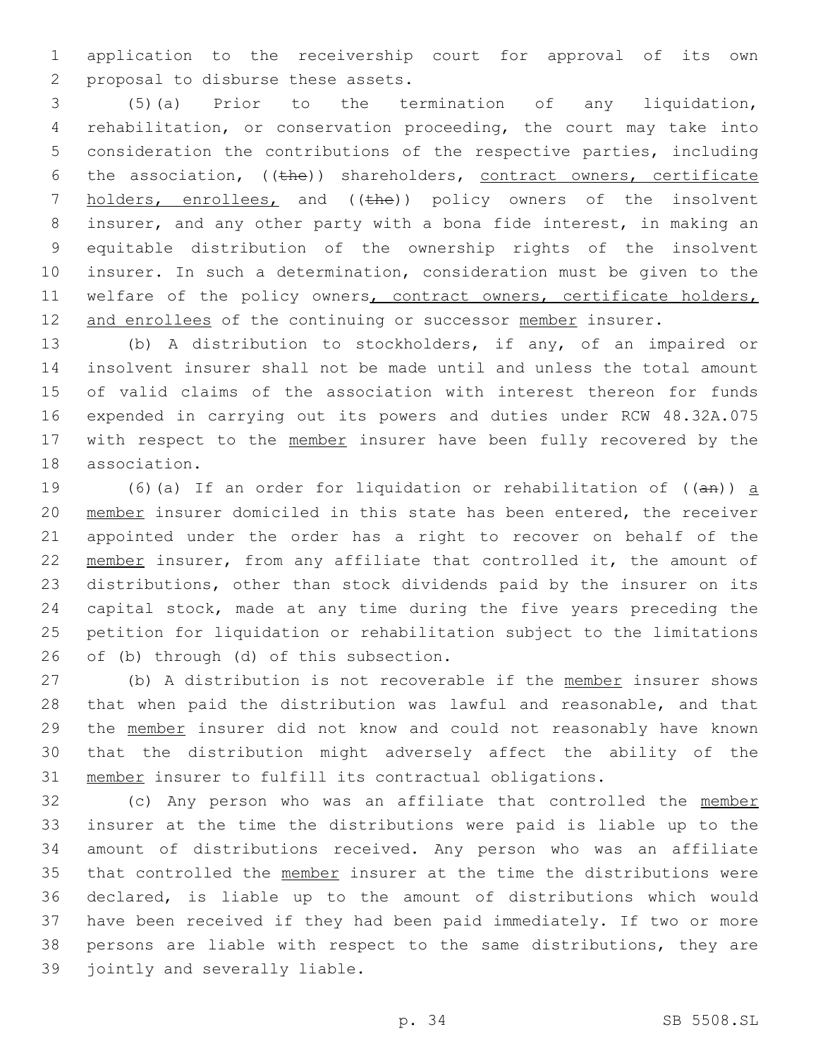application to the receivership court for approval of its own proposal to disburse these assets.

(5)(a) Prior to the termination of any liquidation, rehabilitation, or conservation proceeding, the court may take into consideration the contributions of the respective parties, including the association, ((the)) shareholders, contract owners, certificate holders, enrollees, and ((the)) policy owners of the insolvent insurer, and any other party with a bona fide interest, in making an equitable distribution of the ownership rights of the insolvent insurer. In such a determination, consideration must be given to the welfare of the policy owners, contract owners, certificate holders, and enrollees of the continuing or successor member insurer.

(b) A distribution to stockholders, if any, of an impaired or insolvent insurer shall not be made until and unless the total amount of valid claims of the association with interest thereon for funds expended in carrying out its powers and duties under RCW 48.32A.075 with respect to the member insurer have been fully recovered by the association.

(6)(a) If an order for liquidation or rehabilitation of ((an)) a member insurer domiciled in this state has been entered, the receiver appointed under the order has a right to recover on behalf of the member insurer, from any affiliate that controlled it, the amount of distributions, other than stock dividends paid by the insurer on its capital stock, made at any time during the five years preceding the petition for liquidation or rehabilitation subject to the limitations of (b) through (d) of this subsection.

(b) A distribution is not recoverable if the member insurer shows that when paid the distribution was lawful and reasonable, and that the member insurer did not know and could not reasonably have known that the distribution might adversely affect the ability of the member insurer to fulfill its contractual obligations.

(c) Any person who was an affiliate that controlled the member insurer at the time the distributions were paid is liable up to the amount of distributions received. Any person who was an affiliate that controlled the member insurer at the time the distributions were declared, is liable up to the amount of distributions which would have been received if they had been paid immediately. If two or more persons are liable with respect to the same distributions, they are jointly and severally liable.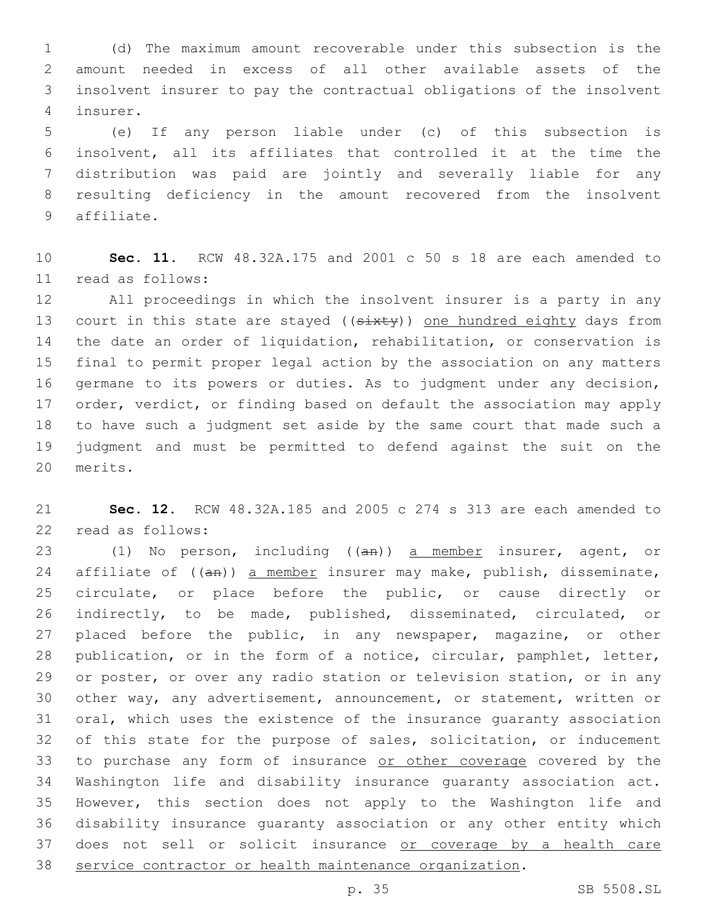(d) The maximum amount recoverable under this subsection is the amount needed in excess of all other available assets of the insolvent insurer to pay the contractual obligations of the insolvent insurer.

(e) If any person liable under (c) of this subsection is insolvent, all its affiliates that controlled it at the time the distribution was paid are jointly and severally liable for any resulting deficiency in the amount recovered from the insolvent affiliate.

**Sec. 11.** RCW 48.32A.175 and 2001 c 50 s 18 are each amended to read as follows:

All proceedings in which the insolvent insurer is a party in any court in this state are stayed ((~~sixty~~)) <u>one hundred eighty</u> days from the date an order of liquidation, rehabilitation, or conservation is final to permit proper legal action by the association on any matters germane to its powers or duties. As to judgment under any decision, order, verdict, or finding based on default the association may apply to have such a judgment set aside by the same court that made such a judgment and must be permitted to defend against the suit on the merits.

**Sec. 12.** RCW 48.32A.185 and 2005 c 274 s 313 are each amended to read as follows:

(1) No person, including ((~~an~~)) <u>a member</u> insurer, agent, or affiliate of ((~~an~~)) <u>a member</u> insurer may make, publish, disseminate, circulate, or place before the public, or cause directly or indirectly, to be made, published, disseminated, circulated, or placed before the public, in any newspaper, magazine, or other publication, or in the form of a notice, circular, pamphlet, letter, or poster, or over any radio station or television station, or in any other way, any advertisement, announcement, or statement, written or oral, which uses the existence of the insurance guaranty association of this state for the purpose of sales, solicitation, or inducement to purchase any form of insurance <u>or other coverage</u> covered by the Washington life and disability insurance guaranty association act. However, this section does not apply to the Washington life and disability insurance guaranty association or any other entity which does not sell or solicit insurance <u>or coverage by a health care service contractor or health maintenance organization</u>.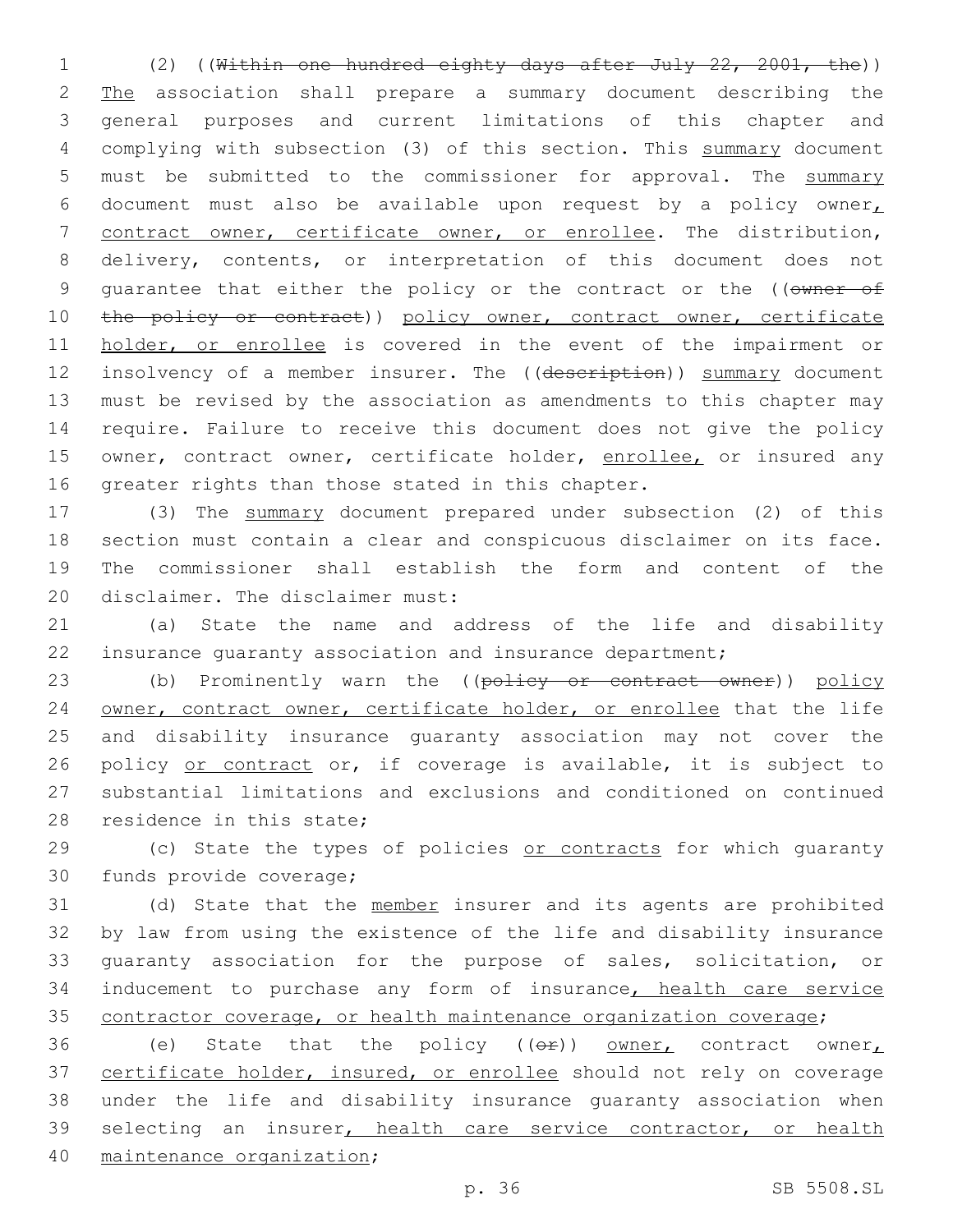(2) ((~~Within one hundred eighty days after July 22, 2001, the~~)) The association shall prepare a summary document describing the general purposes and current limitations of this chapter and complying with subsection (3) of this section. This summary document must be submitted to the commissioner for approval. The summary document must also be available upon request by a policy owner, contract owner, certificate owner, or enrollee. The distribution, delivery, contents, or interpretation of this document does not guarantee that either the policy or the contract or the ((~~owner of the policy or contract~~)) policy owner, contract owner, certificate holder, or enrollee is covered in the event of the impairment or insolvency of a member insurer. The ((~~description~~)) summary document must be revised by the association as amendments to this chapter may require. Failure to receive this document does not give the policy owner, contract owner, certificate holder, enrollee, or insured any greater rights than those stated in this chapter.

(3) The summary document prepared under subsection (2) of this section must contain a clear and conspicuous disclaimer on its face. The commissioner shall establish the form and content of the disclaimer. The disclaimer must:

(a) State the name and address of the life and disability insurance guaranty association and insurance department;

(b) Prominently warn the ((~~policy or contract owner~~)) policy owner, contract owner, certificate holder, or enrollee that the life and disability insurance guaranty association may not cover the policy or contract or, if coverage is available, it is subject to substantial limitations and exclusions and conditioned on continued residence in this state;

(c) State the types of policies or contracts for which guaranty funds provide coverage;

(d) State that the member insurer and its agents are prohibited by law from using the existence of the life and disability insurance guaranty association for the purpose of sales, solicitation, or inducement to purchase any form of insurance, health care service contractor coverage, or health maintenance organization coverage;

(e) State that the policy ((~~or~~)) owner, contract owner, certificate holder, insured, or enrollee should not rely on coverage under the life and disability insurance guaranty association when selecting an insurer, health care service contractor, or health maintenance organization;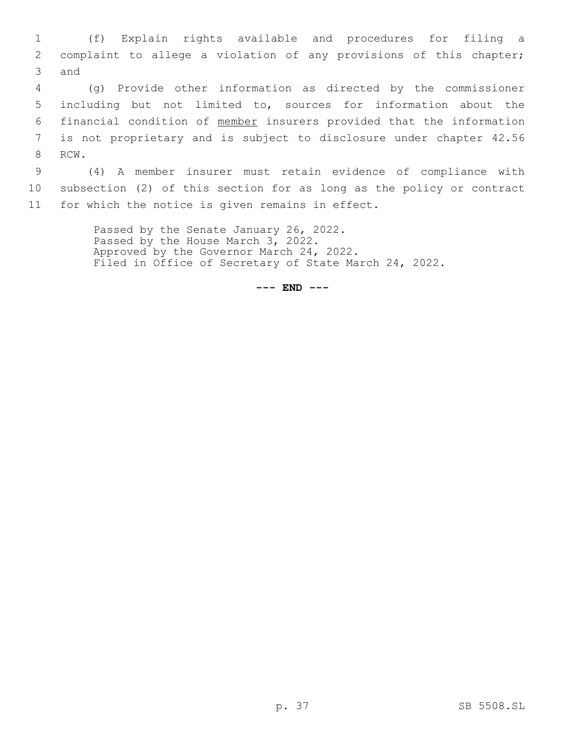(f) Explain rights available and procedures for filing a complaint to allege a violation of any provisions of this chapter; and

(g) Provide other information as directed by the commissioner including but not limited to, sources for information about the financial condition of member insurers provided that the information is not proprietary and is subject to disclosure under chapter 42.56 RCW.

(4) A member insurer must retain evidence of compliance with subsection (2) of this section for as long as the policy or contract for which the notice is given remains in effect.

Passed by the Senate January 26, 2022.
Passed by the House March 3, 2022.
Approved by the Governor March 24, 2022.
Filed in Office of Secretary of State March 24, 2022.

**--- END ---**